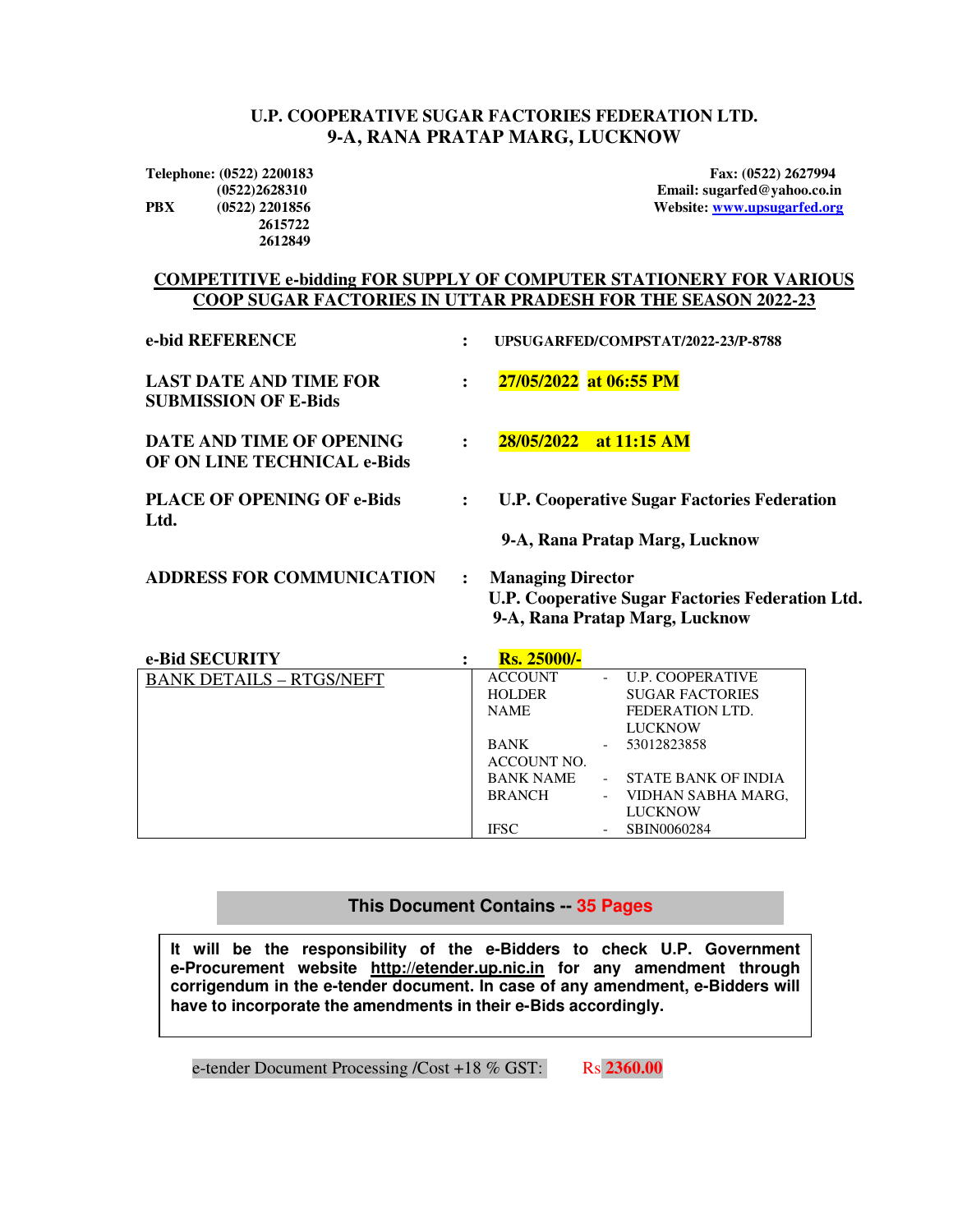# U.P. COOPERATIVE SUGAR FACTORIES FEDERATION LTD.
## 9-A, RANA PRATAP MARG, LUCKNOW

**Telephone: (0522) 2200183**
**(0522)2628310**
**PBX (0522) 2201856**
**2615722**
**2612849**

**Fax: (0522) 2627994**
**Email: sugarfed@yahoo.co.in**
**Website: www.upsugarfed.org**

## COMPETITIVE e-bidding FOR SUPPLY OF COMPUTER STATIONERY FOR VARIOUS COOP SUGAR FACTORIES IN UTTAR PRADESH FOR THE SEASON 2022-23

| | | |
|---|---|---|
| **e-bid REFERENCE** | : | **UPSUGARFED/COMPSTAT/2022-23/P-8788** |
| **LAST DATE AND TIME FOR SUBMISSION OF E-Bids** | : | **27/05/2022 at 06:55 PM** |
| **DATE AND TIME OF OPENING OF ON LINE TECHNICAL e-Bids** | : | **28/05/2022 at 11:15 AM** |
| **PLACE OF OPENING OF e-Bids** | : | **U.P. Cooperative Sugar Factories Federation Ltd.<br>9-A, Rana Pratap Marg, Lucknow** |
| **ADDRESS FOR COMMUNICATION** | : | **Managing Director<br>U.P. Cooperative Sugar Factories Federation Ltd.<br>9-A, Rana Pratap Marg, Lucknow** |
| **e-Bid SECURITY** | : | **Rs. 25000/-** |

| BANK DETAILS – RTGS/NEFT | | | |
|---|---|---|---|
| | ACCOUNT HOLDER NAME | - | U.P. COOPERATIVE SUGAR FACTORIES FEDERATION LTD. LUCKNOW |
| | BANK ACCOUNT NO. | - | 53012823858 |
| | BANK NAME | - | STATE BANK OF INDIA |
| | BRANCH | - | VIDHAN SABHA MARG, LUCKNOW |
| | IFSC | - | SBIN0060284 |

**This Document Contains -- 35 Pages**

**It will be the responsibility of the e-Bidders to check U.P. Government e-Procurement website http://etender.up.nic.in for any amendment through corrigendum in the e-tender document. In case of any amendment, e-Bidders will have to incorporate the amendments in their e-Bids accordingly.**

e-tender Document Processing /Cost +18 % GST: Rs **2360.00**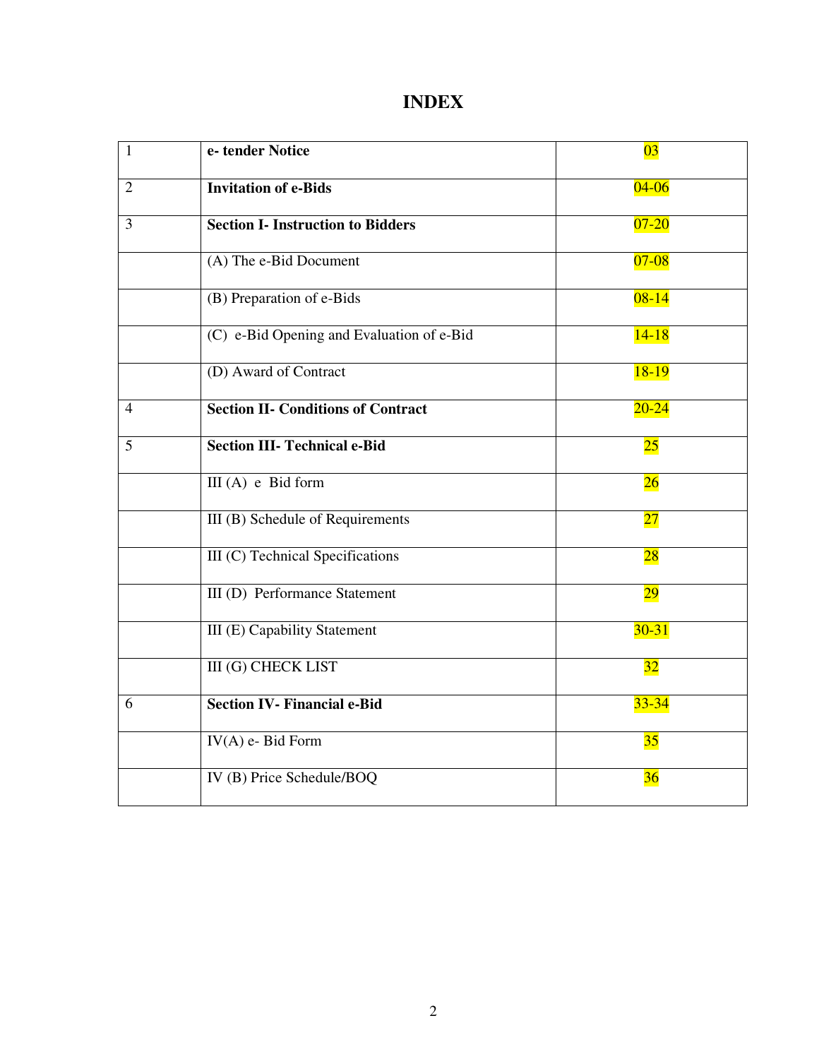# INDEX

| | | |
|---|---|---|
| 1 | **e- tender Notice** | 03 |
| 2 | **Invitation of e-Bids** | 04-06 |
| 3 | **Section I- Instruction to Bidders** | 07-20 |
| | (A) The e-Bid Document | 07-08 |
| | (B) Preparation of e-Bids | 08-14 |
| | (C) e-Bid Opening and Evaluation of e-Bid | 14-18 |
| | (D) Award of Contract | 18-19 |
| 4 | **Section II- Conditions of Contract** | 20-24 |
| 5 | **Section III- Technical e-Bid** | 25 |
| | III (A) e Bid form | 26 |
| | III (B) Schedule of Requirements | 27 |
| | III (C) Technical Specifications | 28 |
| | III (D) Performance Statement | 29 |
| | III (E) Capability Statement | 30-31 |
| | III (G) CHECK LIST | 32 |
| 6 | **Section IV- Financial e-Bid** | 33-34 |
| | IV(A) e- Bid Form | 35 |
| | IV (B) Price Schedule/BOQ | 36 |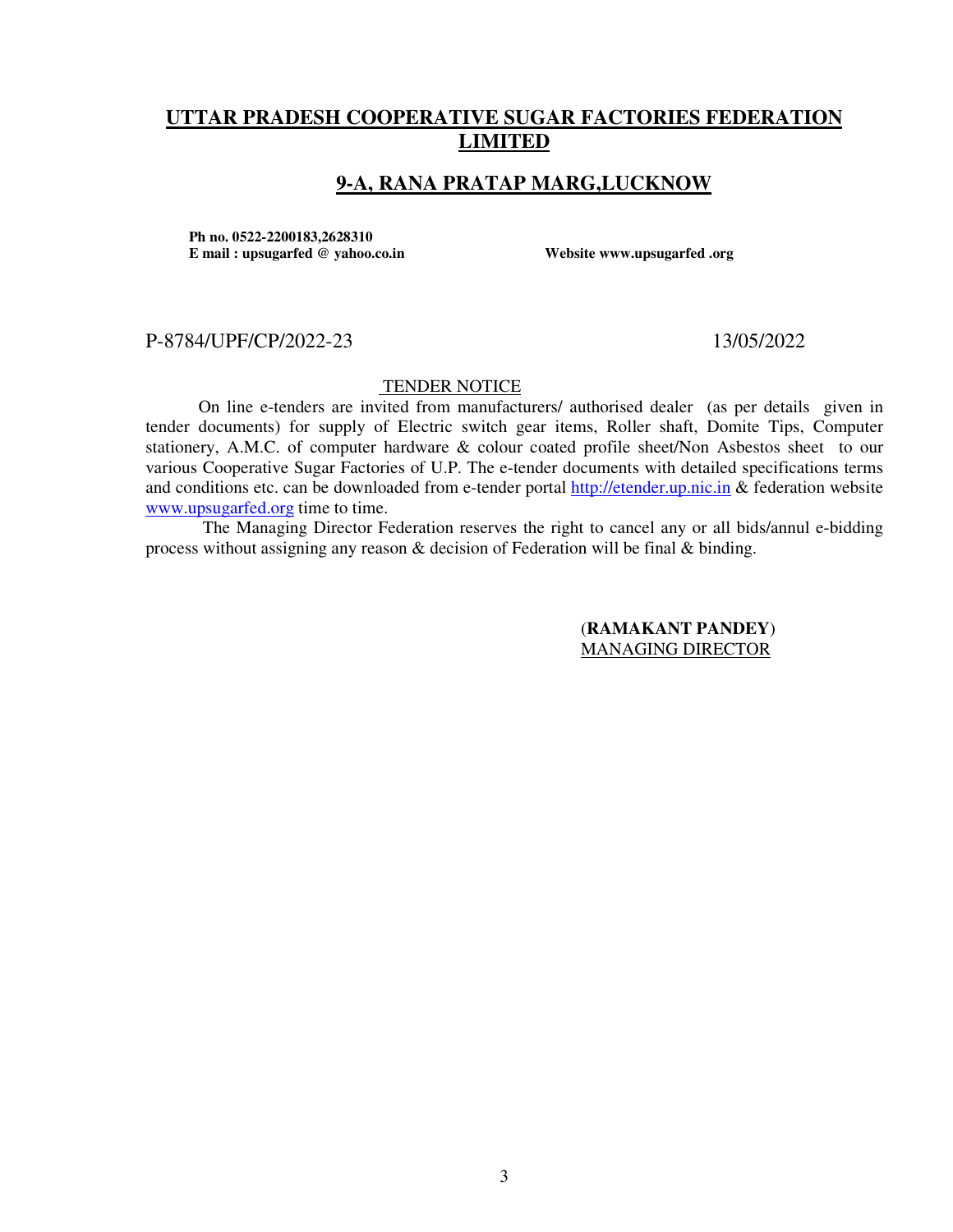# UTTAR PRADESH COOPERATIVE SUGAR FACTORIES FEDERATION LIMITED

## 9-A, RANA PRATAP MARG,LUCKNOW

**Ph no. 0522-2200183,2628310**
**E mail : upsugarfed @ yahoo.co.in** **Website www.upsugarfed .org**

P-8784/UPF/CP/2022-23 13/05/2022

TENDER NOTICE

On line e-tenders are invited from manufacturers/ authorised dealer (as per details given in tender documents) for supply of Electric switch gear items, Roller shaft, Domite Tips, Computer stationery, A.M.C. of computer hardware & colour coated profile sheet/Non Asbestos sheet to our various Cooperative Sugar Factories of U.P. The e-tender documents with detailed specifications terms and conditions etc. can be downloaded from e-tender portal http://etender.up.nic.in & federation website www.upsugarfed.org time to time.

The Managing Director Federation reserves the right to cancel any or all bids/annul e-bidding process without assigning any reason & decision of Federation will be final & binding.

(**RAMAKANT PANDEY**)
MANAGING DIRECTOR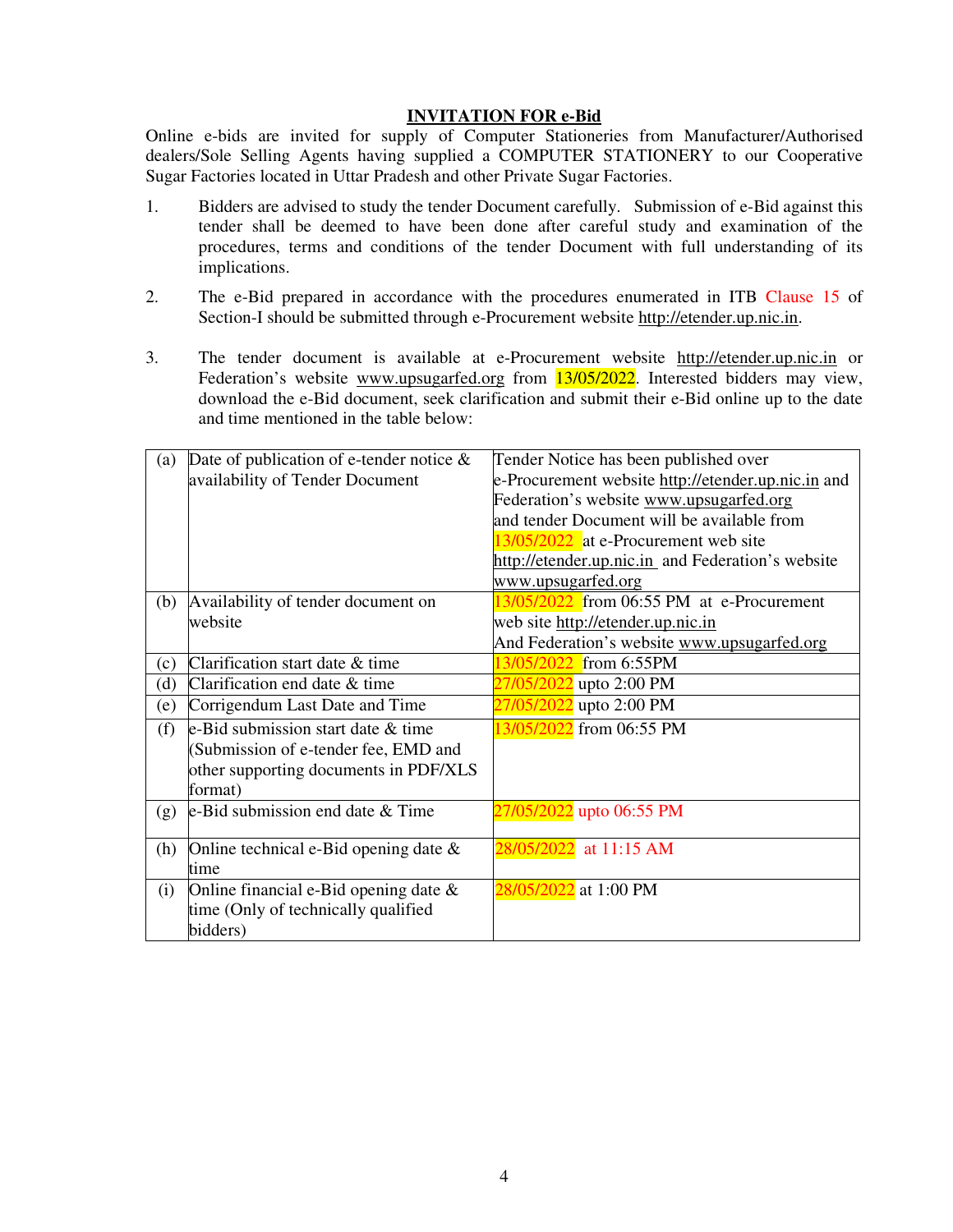## INVITATION FOR e-Bid

Online e-bids are invited for supply of Computer Stationeries from Manufacturer/Authorised dealers/Sole Selling Agents having supplied a COMPUTER STATIONERY to our Cooperative Sugar Factories located in Uttar Pradesh and other Private Sugar Factories.

1. Bidders are advised to study the tender Document carefully. Submission of e-Bid against this tender shall be deemed to have been done after careful study and examination of the procedures, terms and conditions of the tender Document with full understanding of its implications.

2. The e-Bid prepared in accordance with the procedures enumerated in ITB Clause 15 of Section-I should be submitted through e-Procurement website http://etender.up.nic.in.

3. The tender document is available at e-Procurement website http://etender.up.nic.in or Federation's website www.upsugarfed.org from 13/05/2022. Interested bidders may view, download the e-Bid document, seek clarification and submit their e-Bid online up to the date and time mentioned in the table below:

| | | |
|---|---|---|
| (a) | Date of publication of e-tender notice & availability of Tender Document | Tender Notice has been published over e-Procurement website http://etender.up.nic.in and Federation's website www.upsugarfed.org and tender Document will be available from 13/05/2022 at e-Procurement web site http://etender.up.nic.in and Federation's website www.upsugarfed.org |
| (b) | Availability of tender document on website | 13/05/2022 from 06:55 PM at e-Procurement web site http://etender.up.nic.in And Federation's website www.upsugarfed.org |
| (c) | Clarification start date & time | 13/05/2022 from 6:55PM |
| (d) | Clarification end date & time | 27/05/2022 upto 2:00 PM |
| (e) | Corrigendum Last Date and Time | 27/05/2022 upto 2:00 PM |
| (f) | e-Bid submission start date & time (Submission of e-tender fee, EMD and other supporting documents in PDF/XLS format) | 13/05/2022 from 06:55 PM |
| (g) | e-Bid submission end date & Time | 27/05/2022 upto 06:55 PM |
| (h) | Online technical e-Bid opening date & time | 28/05/2022 at 11:15 AM |
| (i) | Online financial e-Bid opening date & time (Only of technically qualified bidders) | 28/05/2022 at 1:00 PM |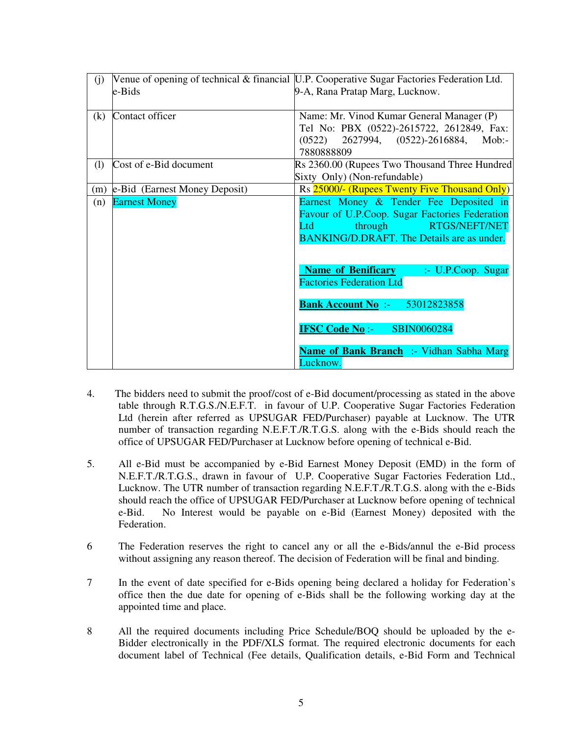| (j) | Venue of opening of technical & financial e-Bids | U.P. Cooperative Sugar Factories Federation Ltd. 9-A, Rana Pratap Marg, Lucknow. |
|---|---|---|
| (k) | Contact officer | Name: Mr. Vinod Kumar General Manager (P) Tel No: PBX (0522)-2615722, 2612849, Fax: (0522) 2627994, (0522)-2616884, Mob:- 7880888809 |
| (l) | Cost of e-Bid document | Rs 2360.00 (Rupees Two Thousand Three Hundred Sixty Only) (Non-refundable) |
| (m) | e-Bid (Earnest Money Deposit) | Rs 25000/- (Rupees Twenty Five Thousand Only) |
| (n) | Earnest Money | Earnest Money & Tender Fee Deposited in Favour of U.P.Coop. Sugar Factories Federation Ltd through RTGS/NEFT/NET BANKING/D.DRAFT. The Details are as under.<br><br>**Name of Benificary** :- U.P.Coop. Sugar Factories Federation Ltd<br><br>**Bank Account No** :- 53012823858<br><br>**IFSC Code No** :- SBIN0060284<br><br>**Name of Bank Branch** :- Vidhan Sabha Marg Lucknow. |

4. The bidders need to submit the proof/cost of e-Bid document/processing as stated in the above table through R.T.G.S./N.E.F.T. in favour of U.P. Cooperative Sugar Factories Federation Ltd (herein after referred as UPSUGAR FED/Purchaser) payable at Lucknow. The UTR number of transaction regarding N.E.F.T./R.T.G.S. along with the e-Bids should reach the office of UPSUGAR FED/Purchaser at Lucknow before opening of technical e-Bid.

5. All e-Bid must be accompanied by e-Bid Earnest Money Deposit (EMD) in the form of N.E.F.T./R.T.G.S., drawn in favour of U.P. Cooperative Sugar Factories Federation Ltd., Lucknow. The UTR number of transaction regarding N.E.F.T./R.T.G.S. along with the e-Bids should reach the office of UPSUGAR FED/Purchaser at Lucknow before opening of technical e-Bid. No Interest would be payable on e-Bid (Earnest Money) deposited with the Federation.

6 The Federation reserves the right to cancel any or all the e-Bids/annul the e-Bid process without assigning any reason thereof. The decision of Federation will be final and binding.

7 In the event of date specified for e-Bids opening being declared a holiday for Federation's office then the due date for opening of e-Bids shall be the following working day at the appointed time and place.

8 All the required documents including Price Schedule/BOQ should be uploaded by the e-Bidder electronically in the PDF/XLS format. The required electronic documents for each document label of Technical (Fee details, Qualification details, e-Bid Form and Technical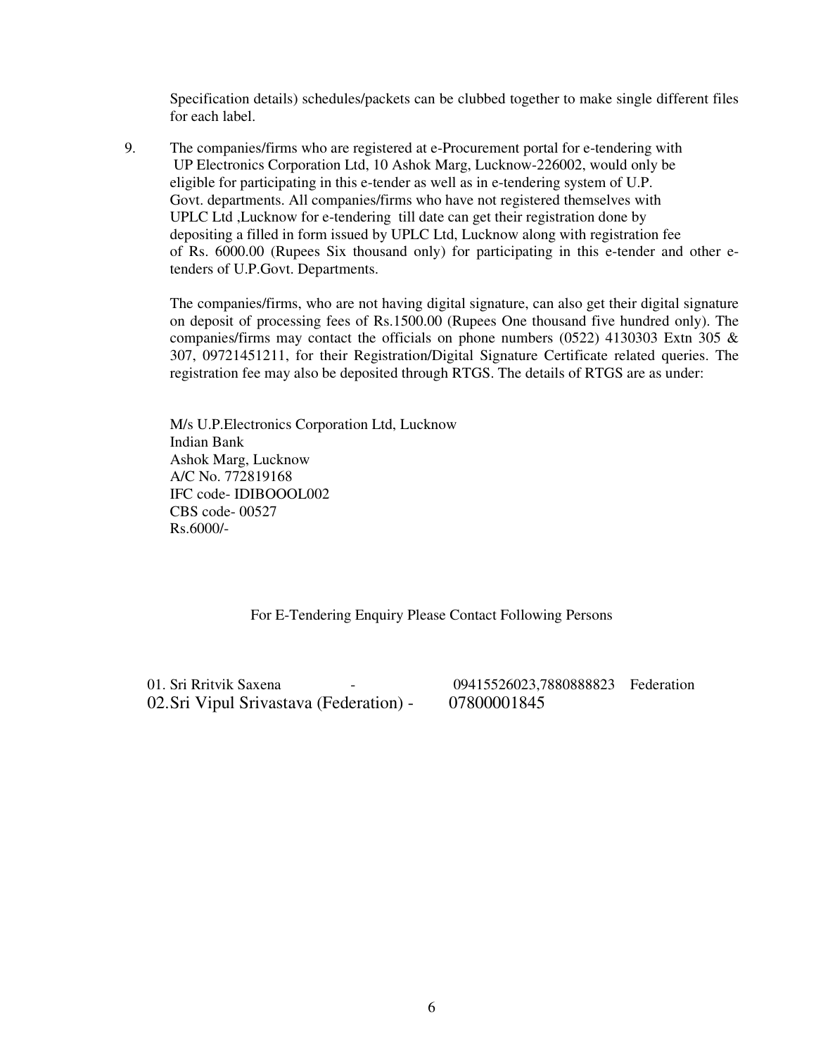Specification details) schedules/packets can be clubbed together to make single different files for each label.

9. The companies/firms who are registered at e-Procurement portal for e-tendering with UP Electronics Corporation Ltd, 10 Ashok Marg, Lucknow-226002, would only be eligible for participating in this e-tender as well as in e-tendering system of U.P. Govt. departments. All companies/firms who have not registered themselves with UPLC Ltd ,Lucknow for e-tendering till date can get their registration done by depositing a filled in form issued by UPLC Ltd, Lucknow along with registration fee of Rs. 6000.00 (Rupees Six thousand only) for participating in this e-tender and other e-tenders of U.P.Govt. Departments.

   The companies/firms, who are not having digital signature, can also get their digital signature on deposit of processing fees of Rs.1500.00 (Rupees One thousand five hundred only). The companies/firms may contact the officials on phone numbers (0522) 4130303 Extn 305 & 307, 09721451211, for their Registration/Digital Signature Certificate related queries. The registration fee may also be deposited through RTGS. The details of RTGS are as under:

   M/s U.P.Electronics Corporation Ltd, Lucknow
   Indian Bank
   Ashok Marg, Lucknow
   A/C No. 772819168
   IFC code- IDIBOOOL002
   CBS code- 00527
   Rs.6000/-

For E-Tendering Enquiry Please Contact Following Persons

01. Sri Rritvik Saxena - 09415526023,7880888823 Federation
02. Sri Vipul Srivastava (Federation) - 07800001845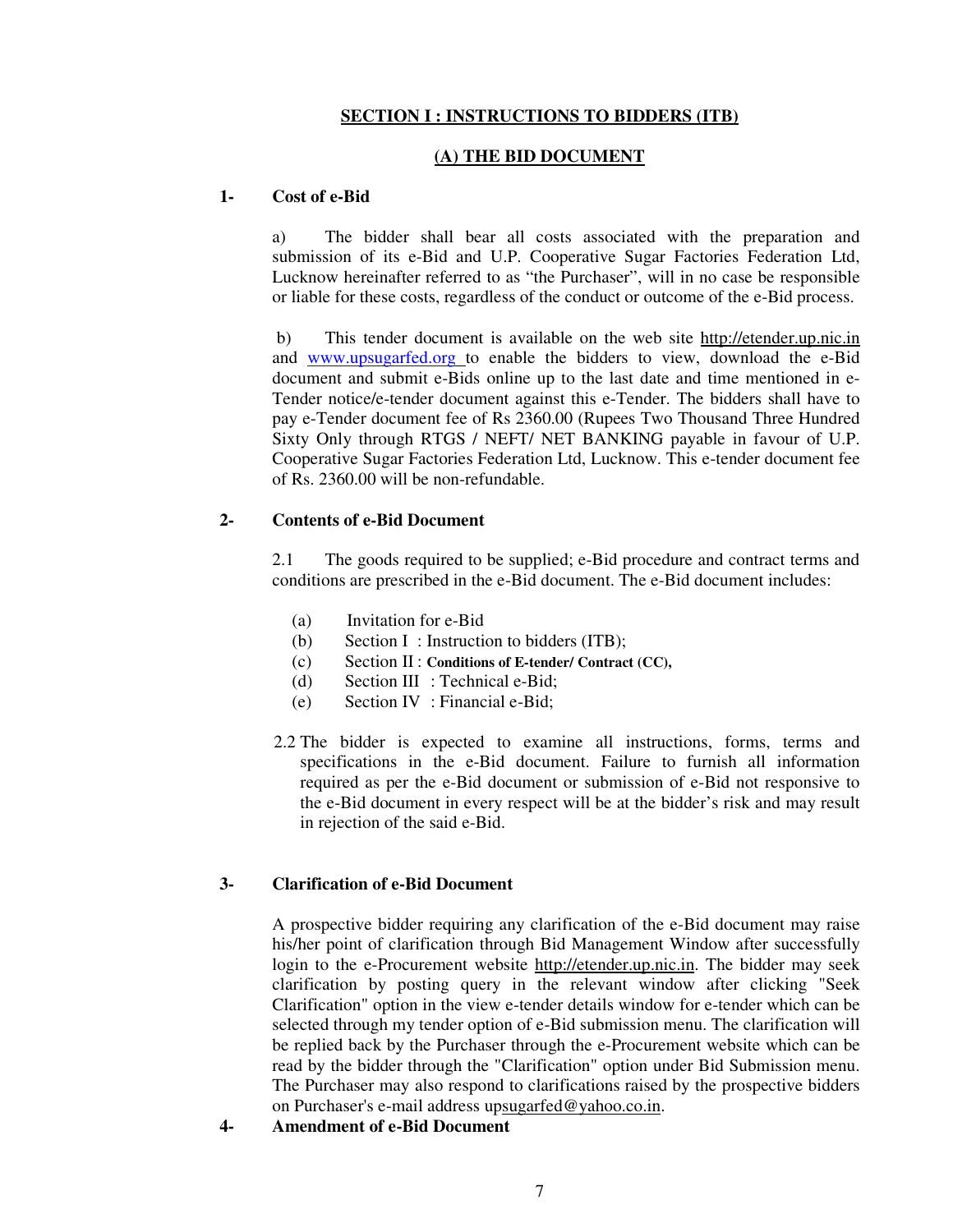## SECTION I : INSTRUCTIONS TO BIDDERS (ITB)

### (A) THE BID DOCUMENT

**1- Cost of e-Bid**

a) The bidder shall bear all costs associated with the preparation and submission of its e-Bid and U.P. Cooperative Sugar Factories Federation Ltd, Lucknow hereinafter referred to as "the Purchaser", will in no case be responsible or liable for these costs, regardless of the conduct or outcome of the e-Bid process.

b) This tender document is available on the web site http://etender.up.nic.in and www.upsugarfed.org to enable the bidders to view, download the e-Bid document and submit e-Bids online up to the last date and time mentioned in e-Tender notice/e-tender document against this e-Tender. The bidders shall have to pay e-Tender document fee of Rs 2360.00 (Rupees Two Thousand Three Hundred Sixty Only through RTGS / NEFT/ NET BANKING payable in favour of U.P. Cooperative Sugar Factories Federation Ltd, Lucknow. This e-tender document fee of Rs. 2360.00 will be non-refundable.

**2- Contents of e-Bid Document**

2.1 The goods required to be supplied; e-Bid procedure and contract terms and conditions are prescribed in the e-Bid document. The e-Bid document includes:

(a) Invitation for e-Bid
(b) Section I : Instruction to bidders (ITB);
(c) Section II : **Conditions of E-tender/ Contract (CC),**
(d) Section III : Technical e-Bid;
(e) Section IV : Financial e-Bid;

2.2 The bidder is expected to examine all instructions, forms, terms and specifications in the e-Bid document. Failure to furnish all information required as per the e-Bid document or submission of e-Bid not responsive to the e-Bid document in every respect will be at the bidder's risk and may result in rejection of the said e-Bid.

**3- Clarification of e-Bid Document**

A prospective bidder requiring any clarification of the e-Bid document may raise his/her point of clarification through Bid Management Window after successfully login to the e-Procurement website http://etender.up.nic.in. The bidder may seek clarification by posting query in the relevant window after clicking "Seek Clarification" option in the view e-tender details window for e-tender which can be selected through my tender option of e-Bid submission menu. The clarification will be replied back by the Purchaser through the e-Procurement website which can be read by the bidder through the "Clarification" option under Bid Submission menu. The Purchaser may also respond to clarifications raised by the prospective bidders on Purchaser's e-mail address upsugarfed@yahoo.co.in.

**4- Amendment of e-Bid Document**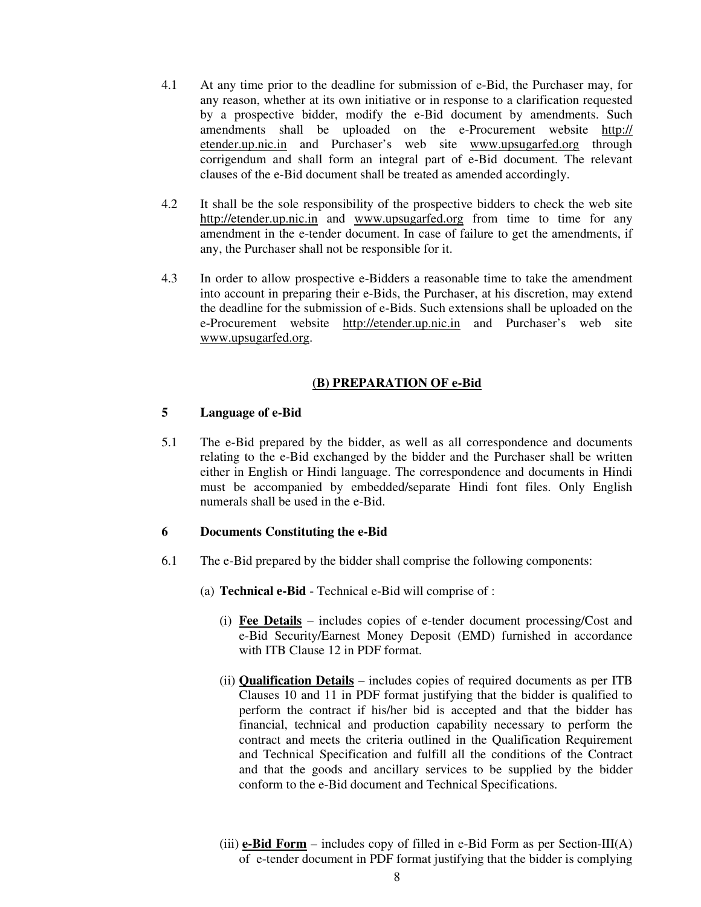4.1 At any time prior to the deadline for submission of e-Bid, the Purchaser may, for any reason, whether at its own initiative or in response to a clarification requested by a prospective bidder, modify the e-Bid document by amendments. Such amendments shall be uploaded on the e-Procurement website http://etender.up.nic.in and Purchaser's web site www.upsugarfed.org through corrigendum and shall form an integral part of e-Bid document. The relevant clauses of the e-Bid document shall be treated as amended accordingly.

4.2 It shall be the sole responsibility of the prospective bidders to check the web site http://etender.up.nic.in and www.upsugarfed.org from time to time for any amendment in the e-tender document. In case of failure to get the amendments, if any, the Purchaser shall not be responsible for it.

4.3 In order to allow prospective e-Bidders a reasonable time to take the amendment into account in preparing their e-Bids, the Purchaser, at his discretion, may extend the deadline for the submission of e-Bids. Such extensions shall be uploaded on the e-Procurement website http://etender.up.nic.in and Purchaser's web site www.upsugarfed.org.

## (B) PREPARATION OF e-Bid

### 5 Language of e-Bid

5.1 The e-Bid prepared by the bidder, as well as all correspondence and documents relating to the e-Bid exchanged by the bidder and the Purchaser shall be written either in English or Hindi language. The correspondence and documents in Hindi must be accompanied by embedded/separate Hindi font files. Only English numerals shall be used in the e-Bid.

### 6 Documents Constituting the e-Bid

6.1 The e-Bid prepared by the bidder shall comprise the following components:

(a) **Technical e-Bid** - Technical e-Bid will comprise of :

(i) **Fee Details** – includes copies of e-tender document processing/Cost and e-Bid Security/Earnest Money Deposit (EMD) furnished in accordance with ITB Clause 12 in PDF format.

(ii) **Qualification Details** – includes copies of required documents as per ITB Clauses 10 and 11 in PDF format justifying that the bidder is qualified to perform the contract if his/her bid is accepted and that the bidder has financial, technical and production capability necessary to perform the contract and meets the criteria outlined in the Qualification Requirement and Technical Specification and fulfill all the conditions of the Contract and that the goods and ancillary services to be supplied by the bidder conform to the e-Bid document and Technical Specifications.

(iii) **e-Bid Form** – includes copy of filled in e-Bid Form as per Section-III(A) of e-tender document in PDF format justifying that the bidder is complying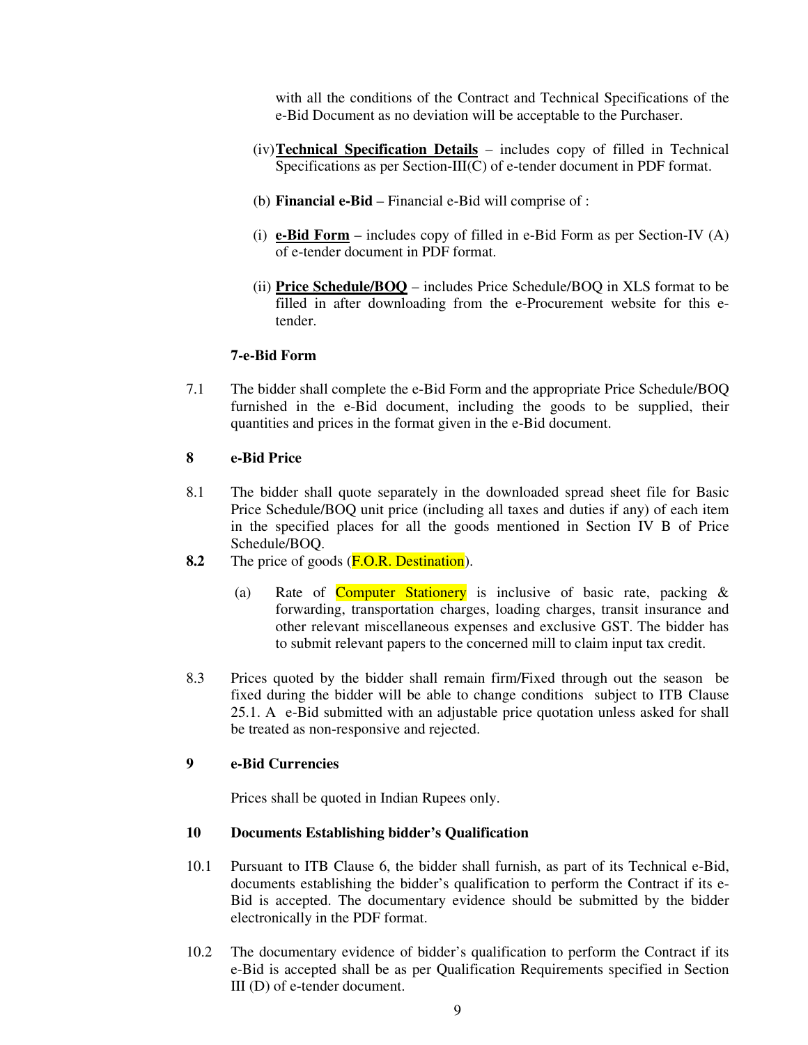with all the conditions of the Contract and Technical Specifications of the e-Bid Document as no deviation will be acceptable to the Purchaser.

(iv) **Technical Specification Details** – includes copy of filled in Technical Specifications as per Section-III(C) of e-tender document in PDF format.

(b) **Financial e-Bid** – Financial e-Bid will comprise of :

(i) **e-Bid Form** – includes copy of filled in e-Bid Form as per Section-IV (A) of e-tender document in PDF format.

(ii) **Price Schedule/BOQ** – includes Price Schedule/BOQ in XLS format to be filled in after downloading from the e-Procurement website for this e-tender.

**7-e-Bid Form**

7.1 The bidder shall complete the e-Bid Form and the appropriate Price Schedule/BOQ furnished in the e-Bid document, including the goods to be supplied, their quantities and prices in the format given in the e-Bid document.

## 8 e-Bid Price

8.1 The bidder shall quote separately in the downloaded spread sheet file for Basic Price Schedule/BOQ unit price (including all taxes and duties if any) of each item in the specified places for all the goods mentioned in Section IV B of Price Schedule/BOQ.

**8.2** The price of goods (F.O.R. Destination).

(a) Rate of Computer Stationery is inclusive of basic rate, packing & forwarding, transportation charges, loading charges, transit insurance and other relevant miscellaneous expenses and exclusive GST. The bidder has to submit relevant papers to the concerned mill to claim input tax credit.

8.3 Prices quoted by the bidder shall remain firm/Fixed through out the season be fixed during the bidder will be able to change conditions subject to ITB Clause 25.1. A e-Bid submitted with an adjustable price quotation unless asked for shall be treated as non-responsive and rejected.

## 9 e-Bid Currencies

Prices shall be quoted in Indian Rupees only.

## 10 Documents Establishing bidder's Qualification

10.1 Pursuant to ITB Clause 6, the bidder shall furnish, as part of its Technical e-Bid, documents establishing the bidder's qualification to perform the Contract if its e-Bid is accepted. The documentary evidence should be submitted by the bidder electronically in the PDF format.

10.2 The documentary evidence of bidder's qualification to perform the Contract if its e-Bid is accepted shall be as per Qualification Requirements specified in Section III (D) of e-tender document.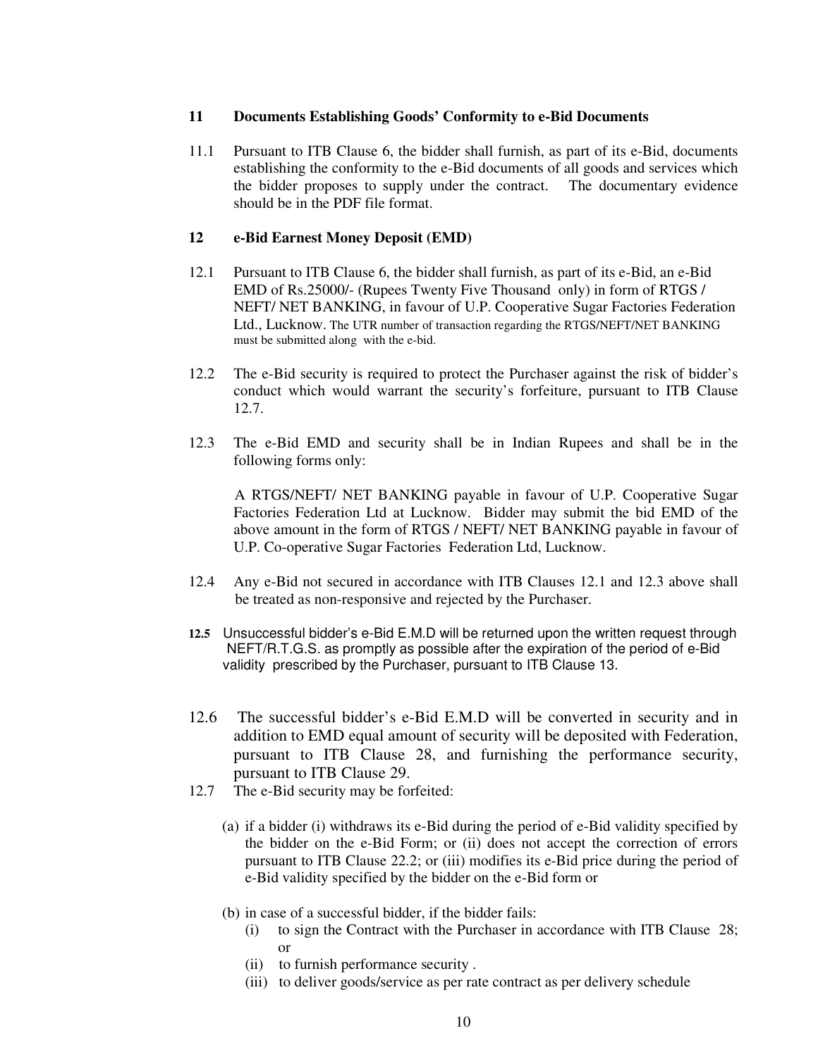## 11 Documents Establishing Goods' Conformity to e-Bid Documents

11.1 Pursuant to ITB Clause 6, the bidder shall furnish, as part of its e-Bid, documents establishing the conformity to the e-Bid documents of all goods and services which the bidder proposes to supply under the contract. The documentary evidence should be in the PDF file format.

## 12 e-Bid Earnest Money Deposit (EMD)

12.1 Pursuant to ITB Clause 6, the bidder shall furnish, as part of its e-Bid, an e-Bid EMD of Rs.25000/- (Rupees Twenty Five Thousand only) in form of RTGS / NEFT/ NET BANKING, in favour of U.P. Cooperative Sugar Factories Federation Ltd., Lucknow. The UTR number of transaction regarding the RTGS/NEFT/NET BANKING must be submitted along with the e-bid.

12.2 The e-Bid security is required to protect the Purchaser against the risk of bidder's conduct which would warrant the security's forfeiture, pursuant to ITB Clause 12.7.

12.3 The e-Bid EMD and security shall be in Indian Rupees and shall be in the following forms only:

A RTGS/NEFT/ NET BANKING payable in favour of U.P. Cooperative Sugar Factories Federation Ltd at Lucknow. Bidder may submit the bid EMD of the above amount in the form of RTGS / NEFT/ NET BANKING payable in favour of U.P. Co-operative Sugar Factories Federation Ltd, Lucknow.

12.4 Any e-Bid not secured in accordance with ITB Clauses 12.1 and 12.3 above shall be treated as non-responsive and rejected by the Purchaser.

**12.5** Unsuccessful bidder's e-Bid E.M.D will be returned upon the written request through NEFT/R.T.G.S. as promptly as possible after the expiration of the period of e-Bid validity prescribed by the Purchaser, pursuant to ITB Clause 13.

12.6 The successful bidder's e-Bid E.M.D will be converted in security and in addition to EMD equal amount of security will be deposited with Federation, pursuant to ITB Clause 28, and furnishing the performance security, pursuant to ITB Clause 29.

12.7 The e-Bid security may be forfeited:

(a) if a bidder (i) withdraws its e-Bid during the period of e-Bid validity specified by the bidder on the e-Bid Form; or (ii) does not accept the correction of errors pursuant to ITB Clause 22.2; or (iii) modifies its e-Bid price during the period of e-Bid validity specified by the bidder on the e-Bid form or

(b) in case of a successful bidder, if the bidder fails:
   (i) to sign the Contract with the Purchaser in accordance with ITB Clause 28; or
   (ii) to furnish performance security .
   (iii) to deliver goods/service as per rate contract as per delivery schedule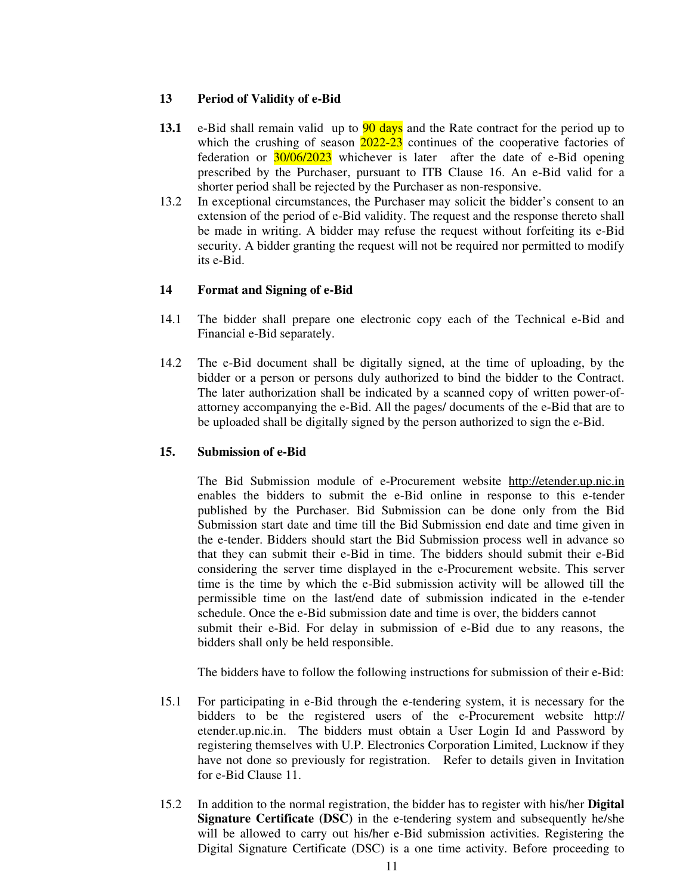## 13 Period of Validity of e-Bid

**13.1** e-Bid shall remain valid up to 90 days and the Rate contract for the period up to which the crushing of season 2022-23 continues of the cooperative factories of federation or 30/06/2023 whichever is later after the date of e-Bid opening prescribed by the Purchaser, pursuant to ITB Clause 16. An e-Bid valid for a shorter period shall be rejected by the Purchaser as non-responsive.

13.2 In exceptional circumstances, the Purchaser may solicit the bidder's consent to an extension of the period of e-Bid validity. The request and the response thereto shall be made in writing. A bidder may refuse the request without forfeiting its e-Bid security. A bidder granting the request will not be required nor permitted to modify its e-Bid.

## 14 Format and Signing of e-Bid

14.1 The bidder shall prepare one electronic copy each of the Technical e-Bid and Financial e-Bid separately.

14.2 The e-Bid document shall be digitally signed, at the time of uploading, by the bidder or a person or persons duly authorized to bind the bidder to the Contract. The later authorization shall be indicated by a scanned copy of written power-of-attorney accompanying the e-Bid. All the pages/ documents of the e-Bid that are to be uploaded shall be digitally signed by the person authorized to sign the e-Bid.

## 15. Submission of e-Bid

The Bid Submission module of e-Procurement website http://etender.up.nic.in enables the bidders to submit the e-Bid online in response to this e-tender published by the Purchaser. Bid Submission can be done only from the Bid Submission start date and time till the Bid Submission end date and time given in the e-tender. Bidders should start the Bid Submission process well in advance so that they can submit their e-Bid in time. The bidders should submit their e-Bid considering the server time displayed in the e-Procurement website. This server time is the time by which the e-Bid submission activity will be allowed till the permissible time on the last/end date of submission indicated in the e-tender schedule. Once the e-Bid submission date and time is over, the bidders cannot submit their e-Bid. For delay in submission of e-Bid due to any reasons, the bidders shall only be held responsible.

The bidders have to follow the following instructions for submission of their e-Bid:

15.1 For participating in e-Bid through the e-tendering system, it is necessary for the bidders to be the registered users of the e-Procurement website http:// etender.up.nic.in. The bidders must obtain a User Login Id and Password by registering themselves with U.P. Electronics Corporation Limited, Lucknow if they have not done so previously for registration. Refer to details given in Invitation for e-Bid Clause 11.

15.2 In addition to the normal registration, the bidder has to register with his/her **Digital Signature Certificate (DSC)** in the e-tendering system and subsequently he/she will be allowed to carry out his/her e-Bid submission activities. Registering the Digital Signature Certificate (DSC) is a one time activity. Before proceeding to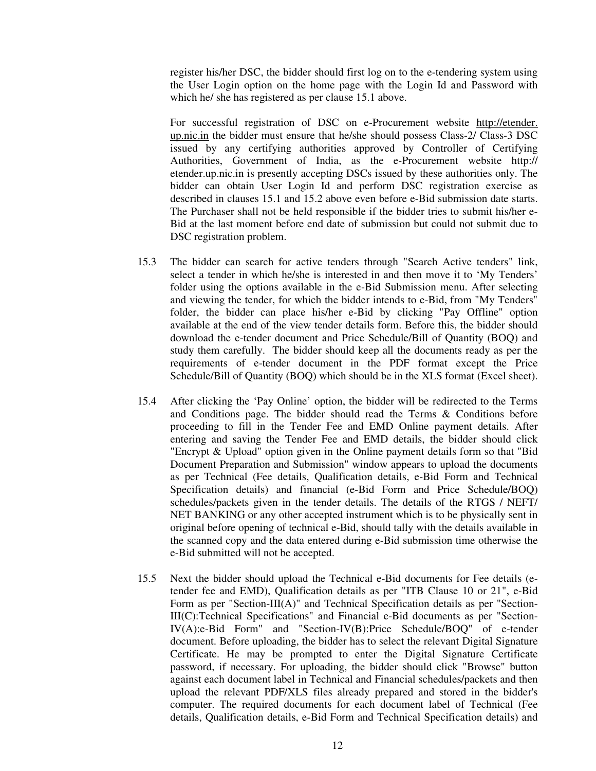register his/her DSC, the bidder should first log on to the e-tendering system using the User Login option on the home page with the Login Id and Password with which he/ she has registered as per clause 15.1 above.

For successful registration of DSC on e-Procurement website http://etender.up.nic.in the bidder must ensure that he/she should possess Class-2/ Class-3 DSC issued by any certifying authorities approved by Controller of Certifying Authorities, Government of India, as the e-Procurement website http://etender.up.nic.in is presently accepting DSCs issued by these authorities only. The bidder can obtain User Login Id and perform DSC registration exercise as described in clauses 15.1 and 15.2 above even before e-Bid submission date starts. The Purchaser shall not be held responsible if the bidder tries to submit his/her e-Bid at the last moment before end date of submission but could not submit due to DSC registration problem.

15.3 The bidder can search for active tenders through "Search Active tenders" link, select a tender in which he/she is interested in and then move it to 'My Tenders' folder using the options available in the e-Bid Submission menu. After selecting and viewing the tender, for which the bidder intends to e-Bid, from "My Tenders" folder, the bidder can place his/her e-Bid by clicking "Pay Offline" option available at the end of the view tender details form. Before this, the bidder should download the e-tender document and Price Schedule/Bill of Quantity (BOQ) and study them carefully. The bidder should keep all the documents ready as per the requirements of e-tender document in the PDF format except the Price Schedule/Bill of Quantity (BOQ) which should be in the XLS format (Excel sheet).

15.4 After clicking the 'Pay Online' option, the bidder will be redirected to the Terms and Conditions page. The bidder should read the Terms & Conditions before proceeding to fill in the Tender Fee and EMD Online payment details. After entering and saving the Tender Fee and EMD details, the bidder should click "Encrypt & Upload" option given in the Online payment details form so that "Bid Document Preparation and Submission" window appears to upload the documents as per Technical (Fee details, Qualification details, e-Bid Form and Technical Specification details) and financial (e-Bid Form and Price Schedule/BOQ) schedules/packets given in the tender details. The details of the RTGS / NEFT/ NET BANKING or any other accepted instrument which is to be physically sent in original before opening of technical e-Bid, should tally with the details available in the scanned copy and the data entered during e-Bid submission time otherwise the e-Bid submitted will not be accepted.

15.5 Next the bidder should upload the Technical e-Bid documents for Fee details (e-tender fee and EMD), Qualification details as per "ITB Clause 10 or 21", e-Bid Form as per "Section-III(A)" and Technical Specification details as per "Section-III(C):Technical Specifications" and Financial e-Bid documents as per "Section-IV(A):e-Bid Form" and "Section-IV(B):Price Schedule/BOQ" of e-tender document. Before uploading, the bidder has to select the relevant Digital Signature Certificate. He may be prompted to enter the Digital Signature Certificate password, if necessary. For uploading, the bidder should click "Browse" button against each document label in Technical and Financial schedules/packets and then upload the relevant PDF/XLS files already prepared and stored in the bidder's computer. The required documents for each document label of Technical (Fee details, Qualification details, e-Bid Form and Technical Specification details) and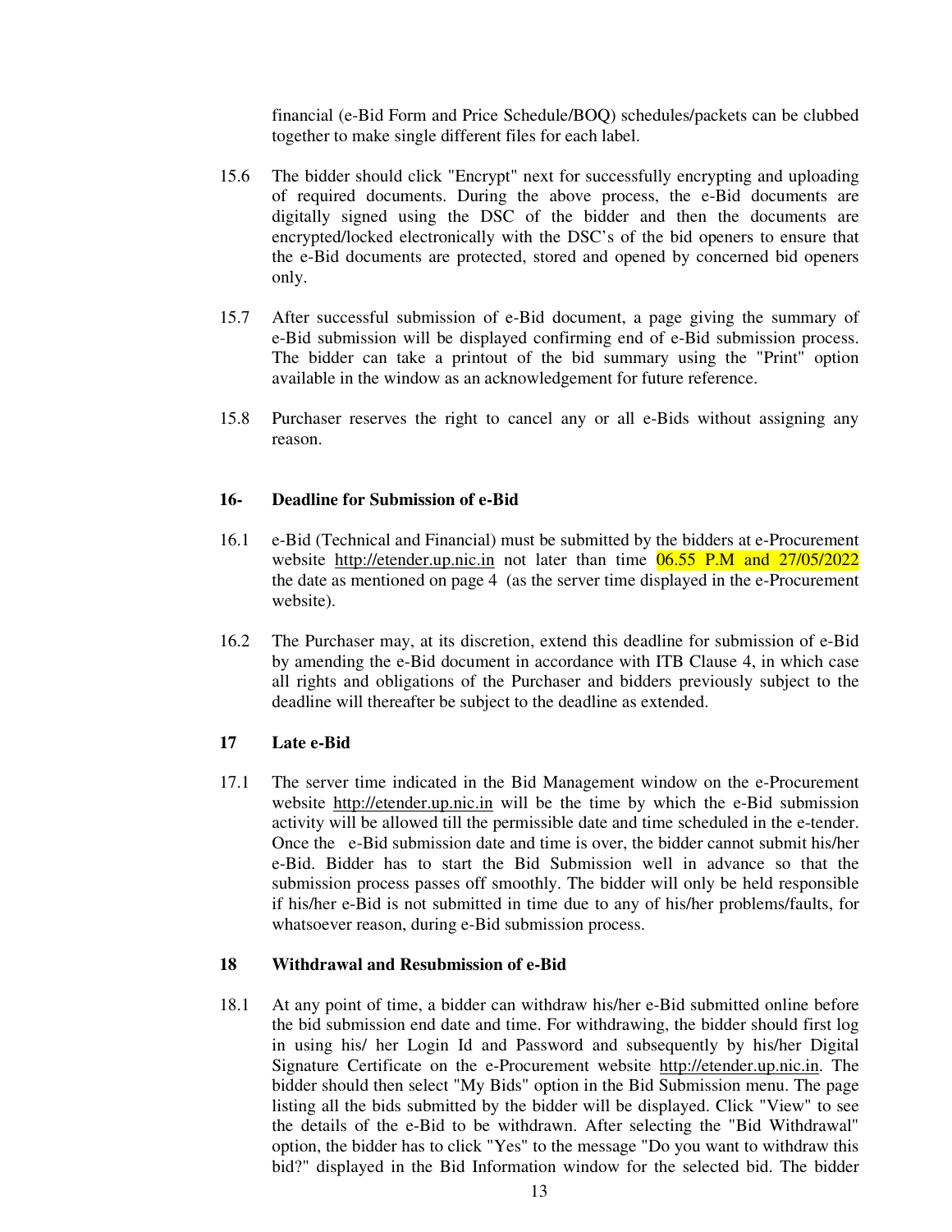financial (e-Bid Form and Price Schedule/BOQ) schedules/packets can be clubbed together to make single different files for each label.

15.6 The bidder should click "Encrypt" next for successfully encrypting and uploading of required documents. During the above process, the e-Bid documents are digitally signed using the DSC of the bidder and then the documents are encrypted/locked electronically with the DSC's of the bid openers to ensure that the e-Bid documents are protected, stored and opened by concerned bid openers only.

15.7 After successful submission of e-Bid document, a page giving the summary of e-Bid submission will be displayed confirming end of e-Bid submission process. The bidder can take a printout of the bid summary using the "Print" option available in the window as an acknowledgement for future reference.

15.8 Purchaser reserves the right to cancel any or all e-Bids without assigning any reason.

### 16- Deadline for Submission of e-Bid

16.1 e-Bid (Technical and Financial) must be submitted by the bidders at e-Procurement website http://etender.up.nic.in not later than time 06.55 P.M and 27/05/2022 the date as mentioned on page 4 (as the server time displayed in the e-Procurement website).

16.2 The Purchaser may, at its discretion, extend this deadline for submission of e-Bid by amending the e-Bid document in accordance with ITB Clause 4, in which case all rights and obligations of the Purchaser and bidders previously subject to the deadline will thereafter be subject to the deadline as extended.

### 17 Late e-Bid

17.1 The server time indicated in the Bid Management window on the e-Procurement website http://etender.up.nic.in will be the time by which the e-Bid submission activity will be allowed till the permissible date and time scheduled in the e-tender. Once the e-Bid submission date and time is over, the bidder cannot submit his/her e-Bid. Bidder has to start the Bid Submission well in advance so that the submission process passes off smoothly. The bidder will only be held responsible if his/her e-Bid is not submitted in time due to any of his/her problems/faults, for whatsoever reason, during e-Bid submission process.

### 18 Withdrawal and Resubmission of e-Bid

18.1 At any point of time, a bidder can withdraw his/her e-Bid submitted online before the bid submission end date and time. For withdrawing, the bidder should first log in using his/ her Login Id and Password and subsequently by his/her Digital Signature Certificate on the e-Procurement website http://etender.up.nic.in. The bidder should then select "My Bids" option in the Bid Submission menu. The page listing all the bids submitted by the bidder will be displayed. Click "View" to see the details of the e-Bid to be withdrawn. After selecting the "Bid Withdrawal" option, the bidder has to click "Yes" to the message "Do you want to withdraw this bid?" displayed in the Bid Information window for the selected bid. The bidder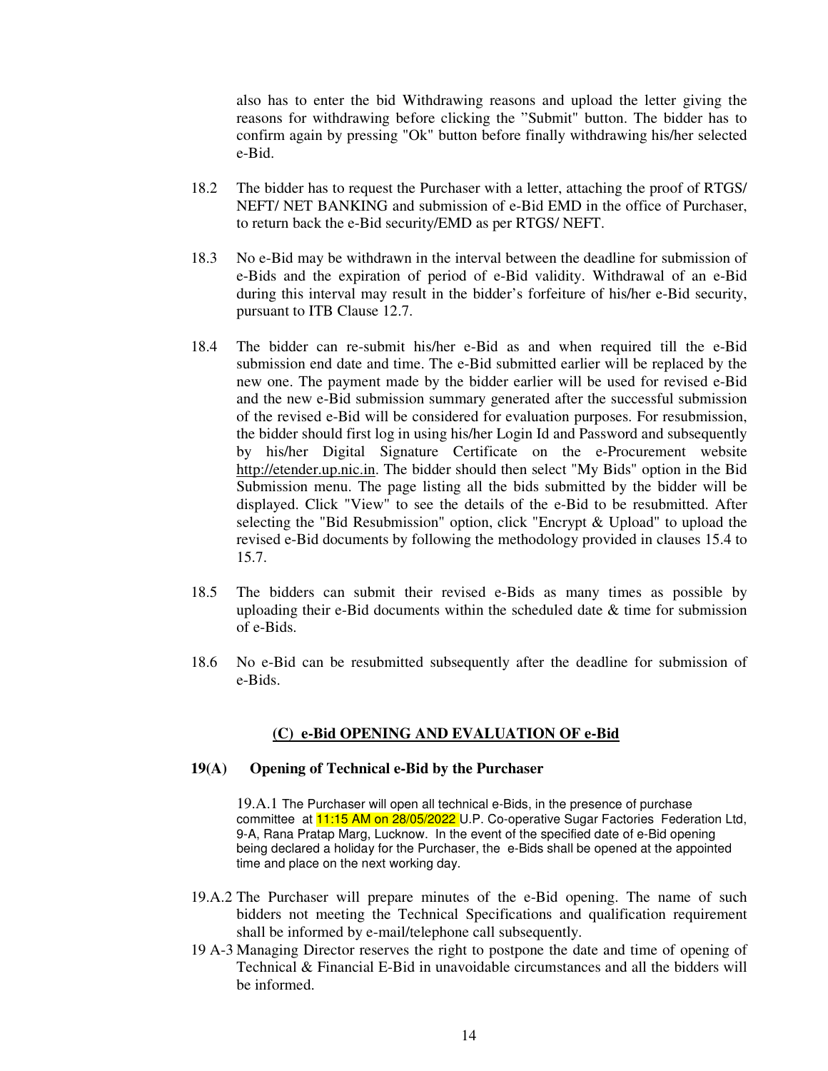also has to enter the bid Withdrawing reasons and upload the letter giving the reasons for withdrawing before clicking the "Submit" button. The bidder has to confirm again by pressing "Ok" button before finally withdrawing his/her selected e-Bid.

18.2 The bidder has to request the Purchaser with a letter, attaching the proof of RTGS/ NEFT/ NET BANKING and submission of e-Bid EMD in the office of Purchaser, to return back the e-Bid security/EMD as per RTGS/ NEFT.

18.3 No e-Bid may be withdrawn in the interval between the deadline for submission of e-Bids and the expiration of period of e-Bid validity. Withdrawal of an e-Bid during this interval may result in the bidder's forfeiture of his/her e-Bid security, pursuant to ITB Clause 12.7.

18.4 The bidder can re-submit his/her e-Bid as and when required till the e-Bid submission end date and time. The e-Bid submitted earlier will be replaced by the new one. The payment made by the bidder earlier will be used for revised e-Bid and the new e-Bid submission summary generated after the successful submission of the revised e-Bid will be considered for evaluation purposes. For resubmission, the bidder should first log in using his/her Login Id and Password and subsequently by his/her Digital Signature Certificate on the e-Procurement website http://etender.up.nic.in. The bidder should then select "My Bids" option in the Bid Submission menu. The page listing all the bids submitted by the bidder will be displayed. Click "View" to see the details of the e-Bid to be resubmitted. After selecting the "Bid Resubmission" option, click "Encrypt & Upload" to upload the revised e-Bid documents by following the methodology provided in clauses 15.4 to 15.7.

18.5 The bidders can submit their revised e-Bids as many times as possible by uploading their e-Bid documents within the scheduled date & time for submission of e-Bids.

18.6 No e-Bid can be resubmitted subsequently after the deadline for submission of e-Bids.

## (C) e-Bid OPENING AND EVALUATION OF e-Bid

### 19(A) Opening of Technical e-Bid by the Purchaser

19.A.1 The Purchaser will open all technical e-Bids, in the presence of purchase committee at 11:15 AM on 28/05/2022 U.P. Co-operative Sugar Factories Federation Ltd, 9-A, Rana Pratap Marg, Lucknow. In the event of the specified date of e-Bid opening being declared a holiday for the Purchaser, the e-Bids shall be opened at the appointed time and place on the next working day.

19.A.2 The Purchaser will prepare minutes of the e-Bid opening. The name of such bidders not meeting the Technical Specifications and qualification requirement shall be informed by e-mail/telephone call subsequently.

19 A-3 Managing Director reserves the right to postpone the date and time of opening of Technical & Financial E-Bid in unavoidable circumstances and all the bidders will be informed.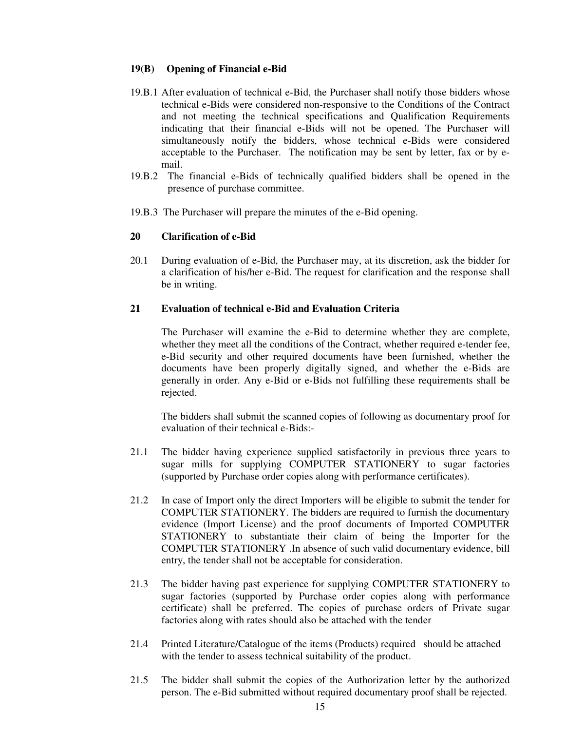### 19(B) Opening of Financial e-Bid

19.B.1 After evaluation of technical e-Bid, the Purchaser shall notify those bidders whose technical e-Bids were considered non-responsive to the Conditions of the Contract and not meeting the technical specifications and Qualification Requirements indicating that their financial e-Bids will not be opened. The Purchaser will simultaneously notify the bidders, whose technical e-Bids were considered acceptable to the Purchaser. The notification may be sent by letter, fax or by e-mail.

19.B.2 The financial e-Bids of technically qualified bidders shall be opened in the presence of purchase committee.

19.B.3 The Purchaser will prepare the minutes of the e-Bid opening.

### 20 Clarification of e-Bid

20.1 During evaluation of e-Bid, the Purchaser may, at its discretion, ask the bidder for a clarification of his/her e-Bid. The request for clarification and the response shall be in writing.

### 21 Evaluation of technical e-Bid and Evaluation Criteria

The Purchaser will examine the e-Bid to determine whether they are complete, whether they meet all the conditions of the Contract, whether required e-tender fee, e-Bid security and other required documents have been furnished, whether the documents have been properly digitally signed, and whether the e-Bids are generally in order. Any e-Bid or e-Bids not fulfilling these requirements shall be rejected.

The bidders shall submit the scanned copies of following as documentary proof for evaluation of their technical e-Bids:-

21.1 The bidder having experience supplied satisfactorily in previous three years to sugar mills for supplying COMPUTER STATIONERY to sugar factories (supported by Purchase order copies along with performance certificates).

21.2 In case of Import only the direct Importers will be eligible to submit the tender for COMPUTER STATIONERY. The bidders are required to furnish the documentary evidence (Import License) and the proof documents of Imported COMPUTER STATIONERY to substantiate their claim of being the Importer for the COMPUTER STATIONERY .In absence of such valid documentary evidence, bill entry, the tender shall not be acceptable for consideration.

21.3 The bidder having past experience for supplying COMPUTER STATIONERY to sugar factories (supported by Purchase order copies along with performance certificate) shall be preferred. The copies of purchase orders of Private sugar factories along with rates should also be attached with the tender

21.4 Printed Literature/Catalogue of the items (Products) required should be attached with the tender to assess technical suitability of the product.

21.5 The bidder shall submit the copies of the Authorization letter by the authorized person. The e-Bid submitted without required documentary proof shall be rejected.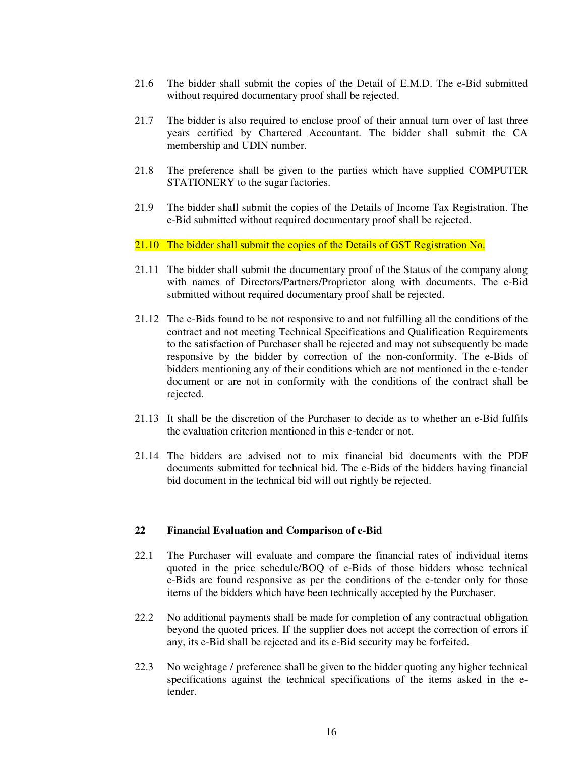21.6 The bidder shall submit the copies of the Detail of E.M.D. The e-Bid submitted without required documentary proof shall be rejected.

21.7 The bidder is also required to enclose proof of their annual turn over of last three years certified by Chartered Accountant. The bidder shall submit the CA membership and UDIN number.

21.8 The preference shall be given to the parties which have supplied COMPUTER STATIONERY to the sugar factories.

21.9 The bidder shall submit the copies of the Details of Income Tax Registration. The e-Bid submitted without required documentary proof shall be rejected.

21.10 The bidder shall submit the copies of the Details of GST Registration No.

21.11 The bidder shall submit the documentary proof of the Status of the company along with names of Directors/Partners/Proprietor along with documents. The e-Bid submitted without required documentary proof shall be rejected.

21.12 The e-Bids found to be not responsive to and not fulfilling all the conditions of the contract and not meeting Technical Specifications and Qualification Requirements to the satisfaction of Purchaser shall be rejected and may not subsequently be made responsive by the bidder by correction of the non-conformity. The e-Bids of bidders mentioning any of their conditions which are not mentioned in the e-tender document or are not in conformity with the conditions of the contract shall be rejected.

21.13 It shall be the discretion of the Purchaser to decide as to whether an e-Bid fulfils the evaluation criterion mentioned in this e-tender or not.

21.14 The bidders are advised not to mix financial bid documents with the PDF documents submitted for technical bid. The e-Bids of the bidders having financial bid document in the technical bid will out rightly be rejected.

## 22 Financial Evaluation and Comparison of e-Bid

22.1 The Purchaser will evaluate and compare the financial rates of individual items quoted in the price schedule/BOQ of e-Bids of those bidders whose technical e-Bids are found responsive as per the conditions of the e-tender only for those items of the bidders which have been technically accepted by the Purchaser.

22.2 No additional payments shall be made for completion of any contractual obligation beyond the quoted prices. If the supplier does not accept the correction of errors if any, its e-Bid shall be rejected and its e-Bid security may be forfeited.

22.3 No weightage / preference shall be given to the bidder quoting any higher technical specifications against the technical specifications of the items asked in the e-tender.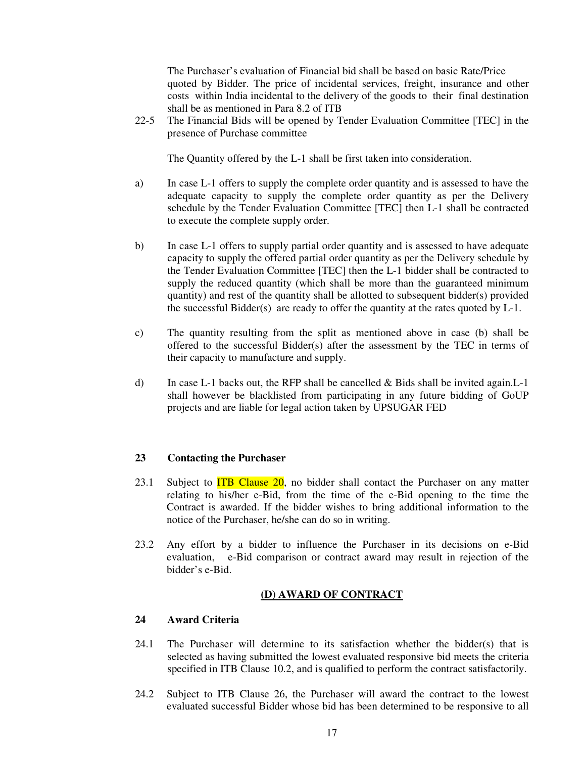The Purchaser's evaluation of Financial bid shall be based on basic Rate/Price quoted by Bidder. The price of incidental services, freight, insurance and other costs within India incidental to the delivery of the goods to their final destination shall be as mentioned in Para 8.2 of ITB

22-5 The Financial Bids will be opened by Tender Evaluation Committee [TEC] in the presence of Purchase committee

The Quantity offered by the L-1 shall be first taken into consideration.

a) In case L-1 offers to supply the complete order quantity and is assessed to have the adequate capacity to supply the complete order quantity as per the Delivery schedule by the Tender Evaluation Committee [TEC] then L-1 shall be contracted to execute the complete supply order.

b) In case L-1 offers to supply partial order quantity and is assessed to have adequate capacity to supply the offered partial order quantity as per the Delivery schedule by the Tender Evaluation Committee [TEC] then the L-1 bidder shall be contracted to supply the reduced quantity (which shall be more than the guaranteed minimum quantity) and rest of the quantity shall be allotted to subsequent bidder(s) provided the successful Bidder(s) are ready to offer the quantity at the rates quoted by L-1.

c) The quantity resulting from the split as mentioned above in case (b) shall be offered to the successful Bidder(s) after the assessment by the TEC in terms of their capacity to manufacture and supply.

d) In case L-1 backs out, the RFP shall be cancelled & Bids shall be invited again.L-1 shall however be blacklisted from participating in any future bidding of GoUP projects and are liable for legal action taken by UPSUGAR FED

### 23 Contacting the Purchaser

23.1 Subject to ITB Clause 20, no bidder shall contact the Purchaser on any matter relating to his/her e-Bid, from the time of the e-Bid opening to the time the Contract is awarded. If the bidder wishes to bring additional information to the notice of the Purchaser, he/she can do so in writing.

23.2 Any effort by a bidder to influence the Purchaser in its decisions on e-Bid evaluation, e-Bid comparison or contract award may result in rejection of the bidder's e-Bid.

## (D) AWARD OF CONTRACT

### 24 Award Criteria

24.1 The Purchaser will determine to its satisfaction whether the bidder(s) that is selected as having submitted the lowest evaluated responsive bid meets the criteria specified in ITB Clause 10.2, and is qualified to perform the contract satisfactorily.

24.2 Subject to ITB Clause 26, the Purchaser will award the contract to the lowest evaluated successful Bidder whose bid has been determined to be responsive to all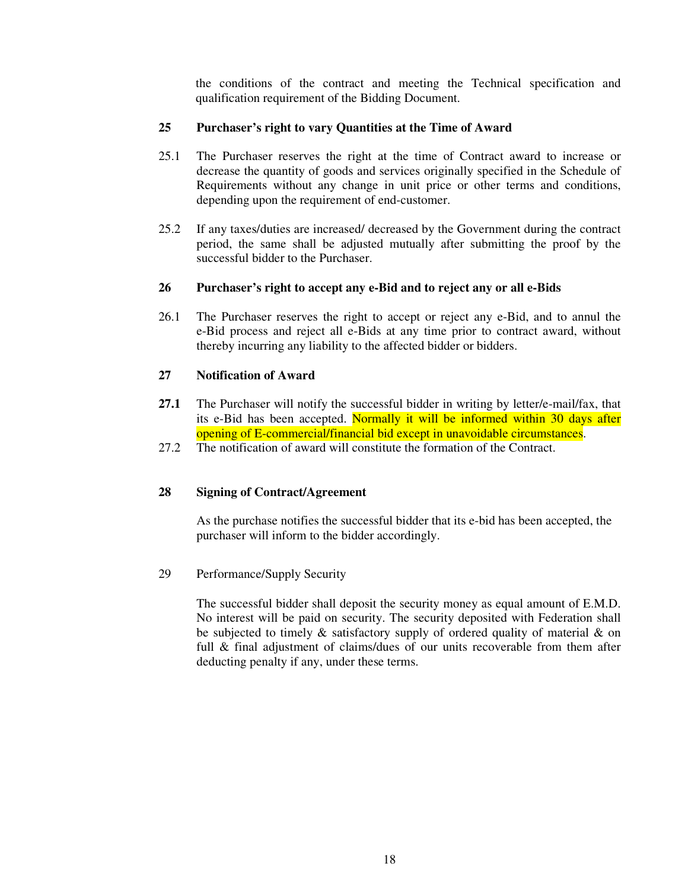the conditions of the contract and meeting the Technical specification and qualification requirement of the Bidding Document.

**25 Purchaser's right to vary Quantities at the Time of Award**

25.1 The Purchaser reserves the right at the time of Contract award to increase or decrease the quantity of goods and services originally specified in the Schedule of Requirements without any change in unit price or other terms and conditions, depending upon the requirement of end-customer.

25.2 If any taxes/duties are increased/ decreased by the Government during the contract period, the same shall be adjusted mutually after submitting the proof by the successful bidder to the Purchaser.

**26 Purchaser's right to accept any e-Bid and to reject any or all e-Bids**

26.1 The Purchaser reserves the right to accept or reject any e-Bid, and to annul the e-Bid process and reject all e-Bids at any time prior to contract award, without thereby incurring any liability to the affected bidder or bidders.

**27 Notification of Award**

**27.1** The Purchaser will notify the successful bidder in writing by letter/e-mail/fax, that its e-Bid has been accepted. Normally it will be informed within 30 days after opening of E-commercial/financial bid except in unavoidable circumstances.

27.2 The notification of award will constitute the formation of the Contract.

**28 Signing of Contract/Agreement**

As the purchase notifies the successful bidder that its e-bid has been accepted, the purchaser will inform to the bidder accordingly.

29 Performance/Supply Security

The successful bidder shall deposit the security money as equal amount of E.M.D. No interest will be paid on security. The security deposited with Federation shall be subjected to timely & satisfactory supply of ordered quality of material & on full & final adjustment of claims/dues of our units recoverable from them after deducting penalty if any, under these terms.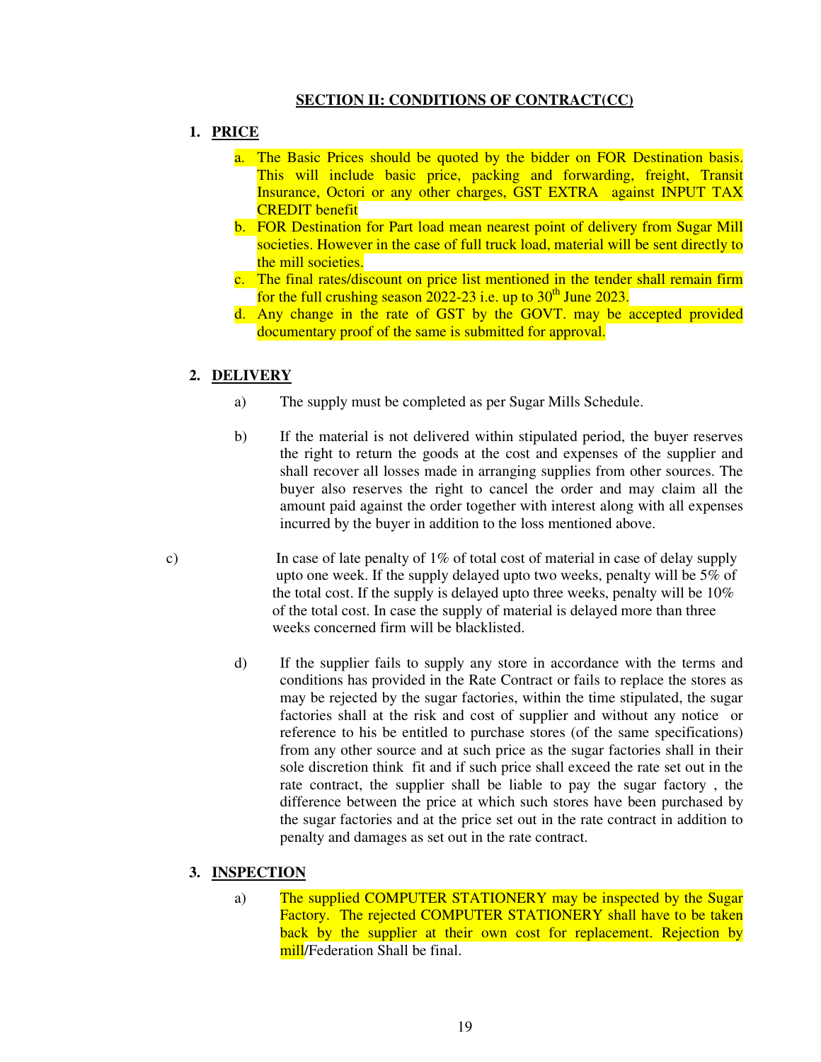## SECTION II: CONDITIONS OF CONTRACT(CC)

1. **PRICE**

   a. The Basic Prices should be quoted by the bidder on FOR Destination basis. This will include basic price, packing and forwarding, freight, Transit Insurance, Octori or any other charges, GST EXTRA against INPUT TAX CREDIT benefit

   b. FOR Destination for Part load mean nearest point of delivery from Sugar Mill societies. However in the case of full truck load, material will be sent directly to the mill societies.

   c. The final rates/discount on price list mentioned in the tender shall remain firm for the full crushing season 2022-23 i.e. up to 30th June 2023.

   d. Any change in the rate of GST by the GOVT. may be accepted provided documentary proof of the same is submitted for approval.

2. **DELIVERY**

   a) The supply must be completed as per Sugar Mills Schedule.

   b) If the material is not delivered within stipulated period, the buyer reserves the right to return the goods at the cost and expenses of the supplier and shall recover all losses made in arranging supplies from other sources. The buyer also reserves the right to cancel the order and may claim all the amount paid against the order together with interest along with all expenses incurred by the buyer in addition to the loss mentioned above.

   c) In case of late penalty of 1% of total cost of material in case of delay supply upto one week. If the supply delayed upto two weeks, penalty will be 5% of the total cost. If the supply is delayed upto three weeks, penalty will be 10% of the total cost. In case the supply of material is delayed more than three weeks concerned firm will be blacklisted.

   d) If the supplier fails to supply any store in accordance with the terms and conditions has provided in the Rate Contract or fails to replace the stores as may be rejected by the sugar factories, within the time stipulated, the sugar factories shall at the risk and cost of supplier and without any notice or reference to his be entitled to purchase stores (of the same specifications) from any other source and at such price as the sugar factories shall in their sole discretion think fit and if such price shall exceed the rate set out in the rate contract, the supplier shall be liable to pay the sugar factory , the difference between the price at which such stores have been purchased by the sugar factories and at the price set out in the rate contract in addition to penalty and damages as set out in the rate contract.

3. **INSPECTION**

   a) The supplied COMPUTER STATIONERY may be inspected by the Sugar Factory. The rejected COMPUTER STATIONERY shall have to be taken back by the supplier at their own cost for replacement. Rejection by mill/Federation Shall be final.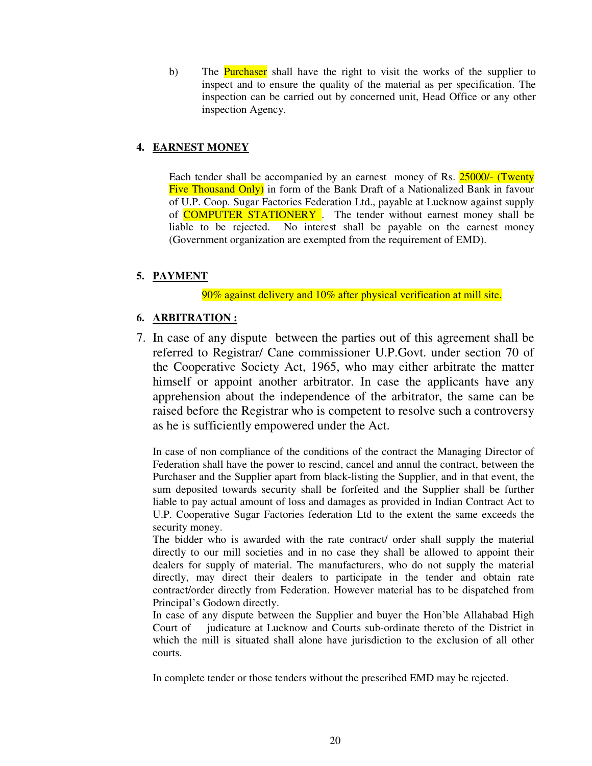b) The Purchaser shall have the right to visit the works of the supplier to inspect and to ensure the quality of the material as per specification. The inspection can be carried out by concerned unit, Head Office or any other inspection Agency.

4. **EARNEST MONEY**

Each tender shall be accompanied by an earnest money of Rs. 25000/- (Twenty Five Thousand Only) in form of the Bank Draft of a Nationalized Bank in favour of U.P. Coop. Sugar Factories Federation Ltd., payable at Lucknow against supply of COMPUTER STATIONERY . The tender without earnest money shall be liable to be rejected. No interest shall be payable on the earnest money (Government organization are exempted from the requirement of EMD).

5. **PAYMENT**

90% against delivery and 10% after physical verification at mill site.

6. **ARBITRATION :**

7. In case of any dispute between the parties out of this agreement shall be referred to Registrar/ Cane commissioner U.P.Govt. under section 70 of the Cooperative Society Act, 1965, who may either arbitrate the matter himself or appoint another arbitrator. In case the applicants have any apprehension about the independence of the arbitrator, the same can be raised before the Registrar who is competent to resolve such a controversy as he is sufficiently empowered under the Act.

In case of non compliance of the conditions of the contract the Managing Director of Federation shall have the power to rescind, cancel and annul the contract, between the Purchaser and the Supplier apart from black-listing the Supplier, and in that event, the sum deposited towards security shall be forfeited and the Supplier shall be further liable to pay actual amount of loss and damages as provided in Indian Contract Act to U.P. Cooperative Sugar Factories federation Ltd to the extent the same exceeds the security money.

The bidder who is awarded with the rate contract/ order shall supply the material directly to our mill societies and in no case they shall be allowed to appoint their dealers for supply of material. The manufacturers, who do not supply the material directly, may direct their dealers to participate in the tender and obtain rate contract/order directly from Federation. However material has to be dispatched from Principal's Godown directly.

In case of any dispute between the Supplier and buyer the Hon'ble Allahabad High Court of judicature at Lucknow and Courts sub-ordinate thereto of the District in which the mill is situated shall alone have jurisdiction to the exclusion of all other courts.

In complete tender or those tenders without the prescribed EMD may be rejected.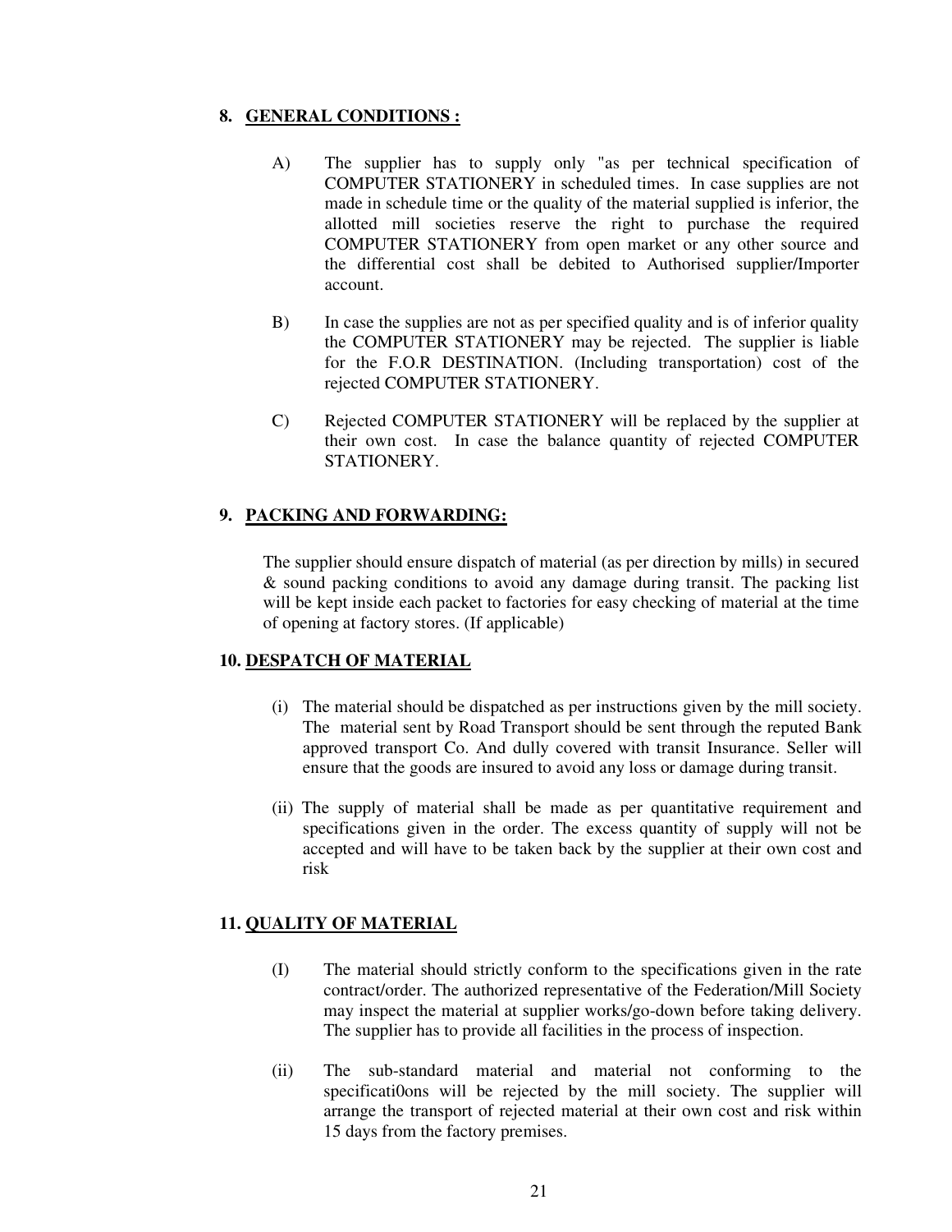## 8. GENERAL CONDITIONS :

A) The supplier has to supply only "as per technical specification of COMPUTER STATIONERY in scheduled times. In case supplies are not made in schedule time or the quality of the material supplied is inferior, the allotted mill societies reserve the right to purchase the required COMPUTER STATIONERY from open market or any other source and the differential cost shall be debited to Authorised supplier/Importer account.

B) In case the supplies are not as per specified quality and is of inferior quality the COMPUTER STATIONERY may be rejected. The supplier is liable for the F.O.R DESTINATION. (Including transportation) cost of the rejected COMPUTER STATIONERY.

C) Rejected COMPUTER STATIONERY will be replaced by the supplier at their own cost. In case the balance quantity of rejected COMPUTER STATIONERY.

## 9. PACKING AND FORWARDING:

The supplier should ensure dispatch of material (as per direction by mills) in secured & sound packing conditions to avoid any damage during transit. The packing list will be kept inside each packet to factories for easy checking of material at the time of opening at factory stores. (If applicable)

## 10. DESPATCH OF MATERIAL

(i) The material should be dispatched as per instructions given by the mill society. The material sent by Road Transport should be sent through the reputed Bank approved transport Co. And dully covered with transit Insurance. Seller will ensure that the goods are insured to avoid any loss or damage during transit.

(ii) The supply of material shall be made as per quantitative requirement and specifications given in the order. The excess quantity of supply will not be accepted and will have to be taken back by the supplier at their own cost and risk

## 11. QUALITY OF MATERIAL

(I) The material should strictly conform to the specifications given in the rate contract/order. The authorized representative of the Federation/Mill Society may inspect the material at supplier works/go-down before taking delivery. The supplier has to provide all facilities in the process of inspection.

(ii) The sub-standard material and material not conforming to the specificati0ons will be rejected by the mill society. The supplier will arrange the transport of rejected material at their own cost and risk within 15 days from the factory premises.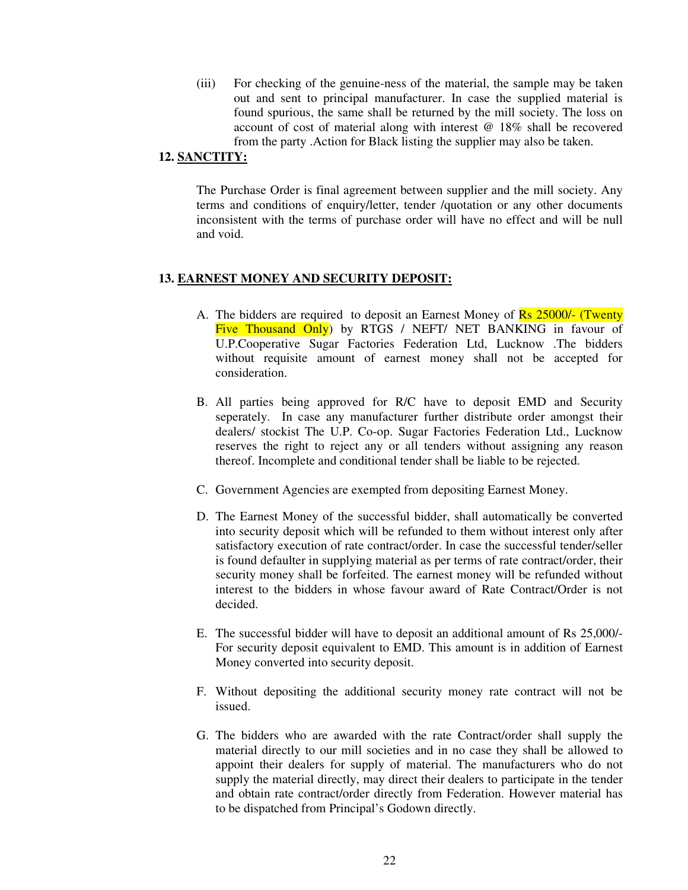(iii) For checking of the genuine-ness of the material, the sample may be taken out and sent to principal manufacturer. In case the supplied material is found spurious, the same shall be returned by the mill society. The loss on account of cost of material along with interest @ 18% shall be recovered from the party .Action for Black listing the supplier may also be taken.

**12. SANCTITY:**

The Purchase Order is final agreement between supplier and the mill society. Any terms and conditions of enquiry/letter, tender /quotation or any other documents inconsistent with the terms of purchase order will have no effect and will be null and void.

**13. EARNEST MONEY AND SECURITY DEPOSIT:**

A. The bidders are required to deposit an Earnest Money of Rs 25000/- (Twenty Five Thousand Only) by RTGS / NEFT/ NET BANKING in favour of U.P.Cooperative Sugar Factories Federation Ltd, Lucknow .The bidders without requisite amount of earnest money shall not be accepted for consideration.

B. All parties being approved for R/C have to deposit EMD and Security seperately. In case any manufacturer further distribute order amongst their dealers/ stockist The U.P. Co-op. Sugar Factories Federation Ltd., Lucknow reserves the right to reject any or all tenders without assigning any reason thereof. Incomplete and conditional tender shall be liable to be rejected.

C. Government Agencies are exempted from depositing Earnest Money.

D. The Earnest Money of the successful bidder, shall automatically be converted into security deposit which will be refunded to them without interest only after satisfactory execution of rate contract/order. In case the successful tender/seller is found defaulter in supplying material as per terms of rate contract/order, their security money shall be forfeited. The earnest money will be refunded without interest to the bidders in whose favour award of Rate Contract/Order is not decided.

E. The successful bidder will have to deposit an additional amount of Rs 25,000/- For security deposit equivalent to EMD. This amount is in addition of Earnest Money converted into security deposit.

F. Without depositing the additional security money rate contract will not be issued.

G. The bidders who are awarded with the rate Contract/order shall supply the material directly to our mill societies and in no case they shall be allowed to appoint their dealers for supply of material. The manufacturers who do not supply the material directly, may direct their dealers to participate in the tender and obtain rate contract/order directly from Federation. However material has to be dispatched from Principal's Godown directly.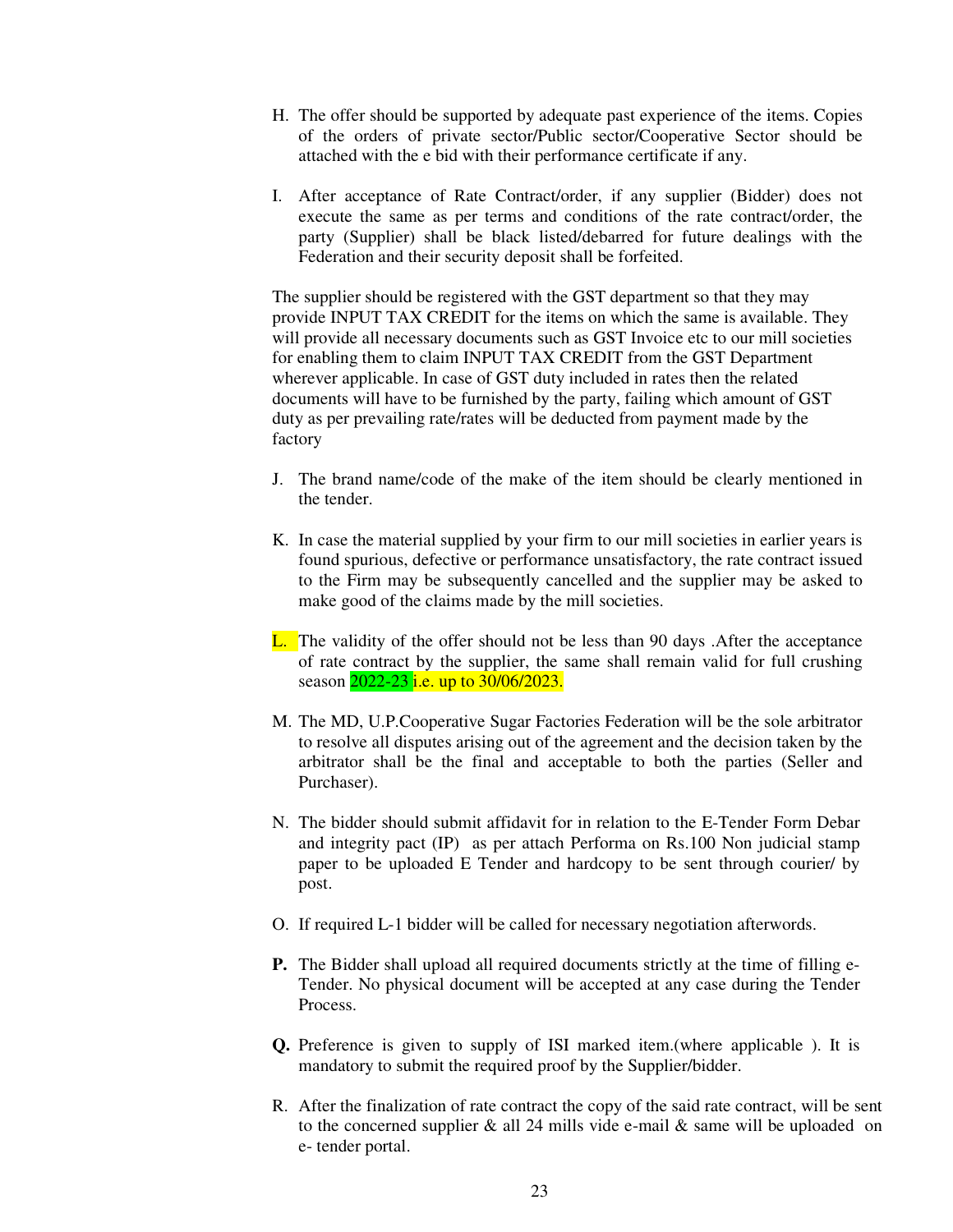H. The offer should be supported by adequate past experience of the items. Copies of the orders of private sector/Public sector/Cooperative Sector should be attached with the e bid with their performance certificate if any.

I. After acceptance of Rate Contract/order, if any supplier (Bidder) does not execute the same as per terms and conditions of the rate contract/order, the party (Supplier) shall be black listed/debarred for future dealings with the Federation and their security deposit shall be forfeited.

The supplier should be registered with the GST department so that they may provide INPUT TAX CREDIT for the items on which the same is available. They will provide all necessary documents such as GST Invoice etc to our mill societies for enabling them to claim INPUT TAX CREDIT from the GST Department wherever applicable. In case of GST duty included in rates then the related documents will have to be furnished by the party, failing which amount of GST duty as per prevailing rate/rates will be deducted from payment made by the factory

J. The brand name/code of the make of the item should be clearly mentioned in the tender.

K. In case the material supplied by your firm to our mill societies in earlier years is found spurious, defective or performance unsatisfactory, the rate contract issued to the Firm may be subsequently cancelled and the supplier may be asked to make good of the claims made by the mill societies.

L. The validity of the offer should not be less than 90 days .After the acceptance of rate contract by the supplier, the same shall remain valid for full crushing season 2022-23 i.e. up to 30/06/2023.

M. The MD, U.P.Cooperative Sugar Factories Federation will be the sole arbitrator to resolve all disputes arising out of the agreement and the decision taken by the arbitrator shall be the final and acceptable to both the parties (Seller and Purchaser).

N. The bidder should submit affidavit for in relation to the E-Tender Form Debar and integrity pact (IP) as per attach Performa on Rs.100 Non judicial stamp paper to be uploaded E Tender and hardcopy to be sent through courier/ by post.

O. If required L-1 bidder will be called for necessary negotiation afterwords.

**P.** The Bidder shall upload all required documents strictly at the time of filling e-Tender. No physical document will be accepted at any case during the Tender Process.

**Q.** Preference is given to supply of ISI marked item.(where applicable ). It is mandatory to submit the required proof by the Supplier/bidder.

R. After the finalization of rate contract the copy of the said rate contract, will be sent to the concerned supplier & all 24 mills vide e-mail & same will be uploaded on e- tender portal.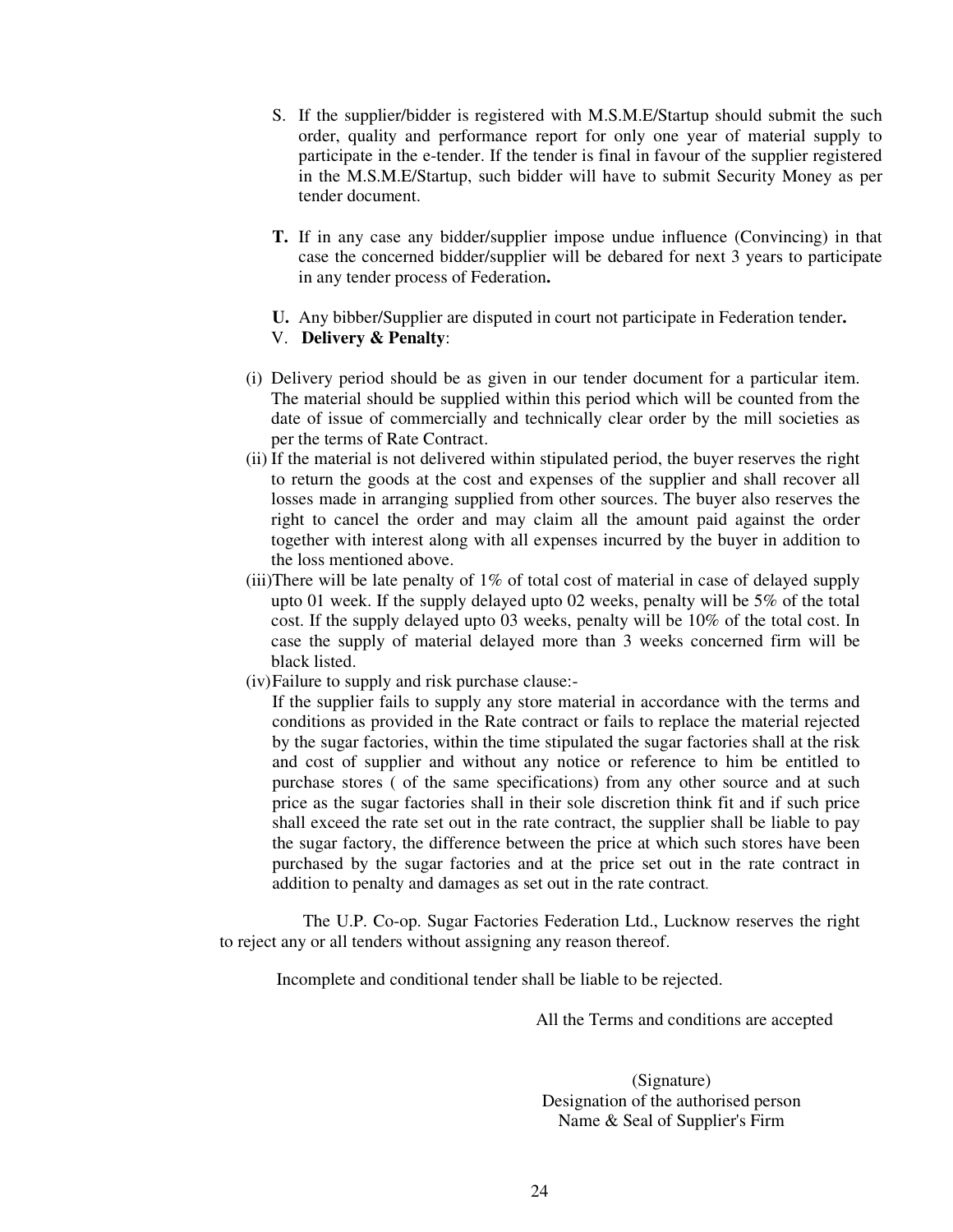S. If the supplier/bidder is registered with M.S.M.E/Startup should submit the such order, quality and performance report for only one year of material supply to participate in the e-tender. If the tender is final in favour of the supplier registered in the M.S.M.E/Startup, such bidder will have to submit Security Money as per tender document.

**T.** If in any case any bidder/supplier impose undue influence (Convincing) in that case the concerned bidder/supplier will be debared for next 3 years to participate in any tender process of Federation**.**

**U.** Any bibber/Supplier are disputed in court not participate in Federation tender**.**

V. **Delivery & Penalty**:

(i) Delivery period should be as given in our tender document for a particular item. The material should be supplied within this period which will be counted from the date of issue of commercially and technically clear order by the mill societies as per the terms of Rate Contract.

(ii) If the material is not delivered within stipulated period, the buyer reserves the right to return the goods at the cost and expenses of the supplier and shall recover all losses made in arranging supplied from other sources. The buyer also reserves the right to cancel the order and may claim all the amount paid against the order together with interest along with all expenses incurred by the buyer in addition to the loss mentioned above.

(iii) There will be late penalty of 1% of total cost of material in case of delayed supply upto 01 week. If the supply delayed upto 02 weeks, penalty will be 5% of the total cost. If the supply delayed upto 03 weeks, penalty will be 10% of the total cost. In case the supply of material delayed more than 3 weeks concerned firm will be black listed.

(iv) Failure to supply and risk purchase clause:-

If the supplier fails to supply any store material in accordance with the terms and conditions as provided in the Rate contract or fails to replace the material rejected by the sugar factories, within the time stipulated the sugar factories shall at the risk and cost of supplier and without any notice or reference to him be entitled to purchase stores ( of the same specifications) from any other source and at such price as the sugar factories shall in their sole discretion think fit and if such price shall exceed the rate set out in the rate contract, the supplier shall be liable to pay the sugar factory, the difference between the price at which such stores have been purchased by the sugar factories and at the price set out in the rate contract in addition to penalty and damages as set out in the rate contract.

The U.P. Co-op. Sugar Factories Federation Ltd., Lucknow reserves the right to reject any or all tenders without assigning any reason thereof.

Incomplete and conditional tender shall be liable to be rejected.

All the Terms and conditions are accepted

(Signature)
Designation of the authorised person
Name & Seal of Supplier's Firm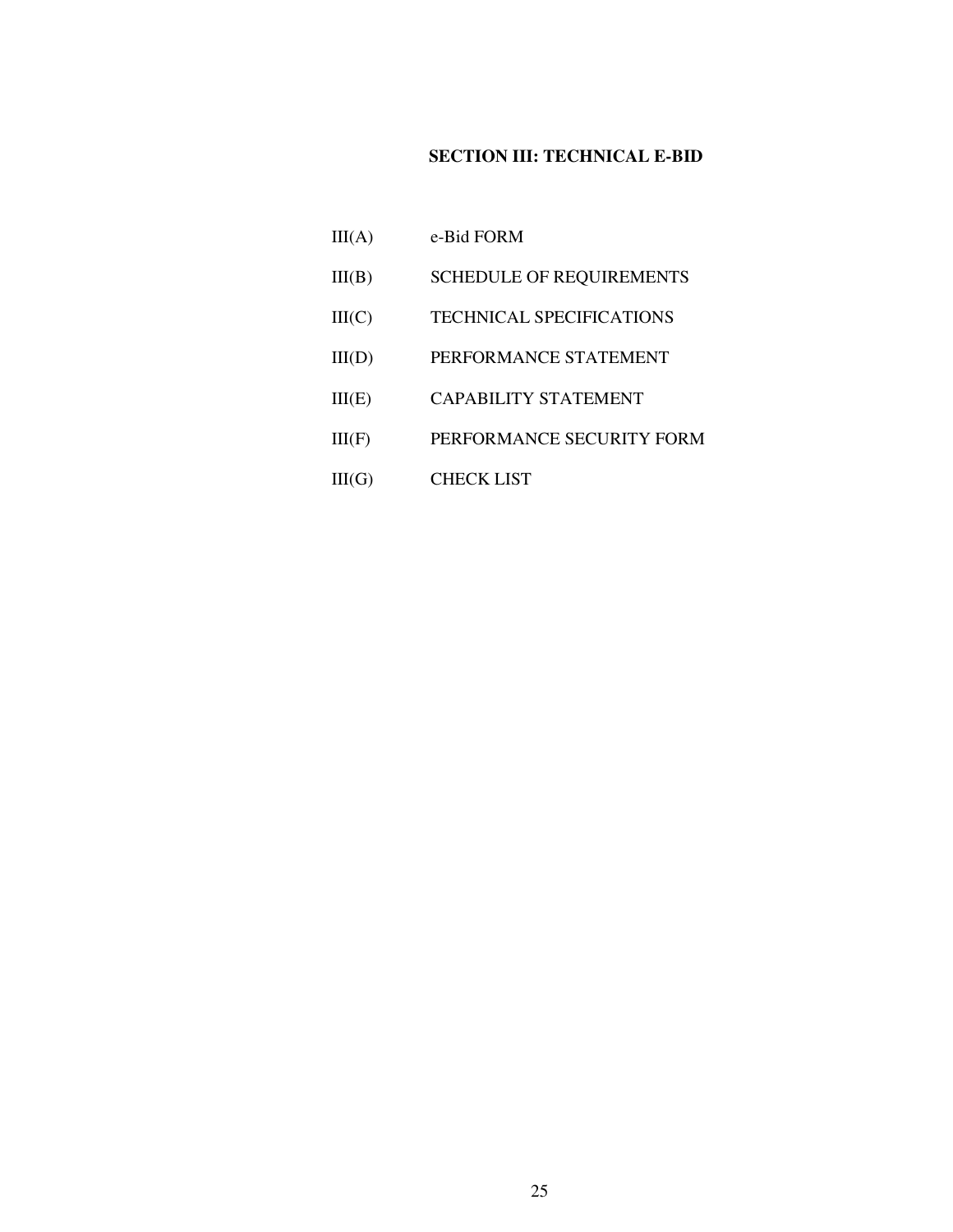## SECTION III: TECHNICAL E-BID

III(A) e-Bid FORM

III(B) SCHEDULE OF REQUIREMENTS

III(C) TECHNICAL SPECIFICATIONS

III(D) PERFORMANCE STATEMENT

III(E) CAPABILITY STATEMENT

III(F) PERFORMANCE SECURITY FORM

III(G) CHECK LIST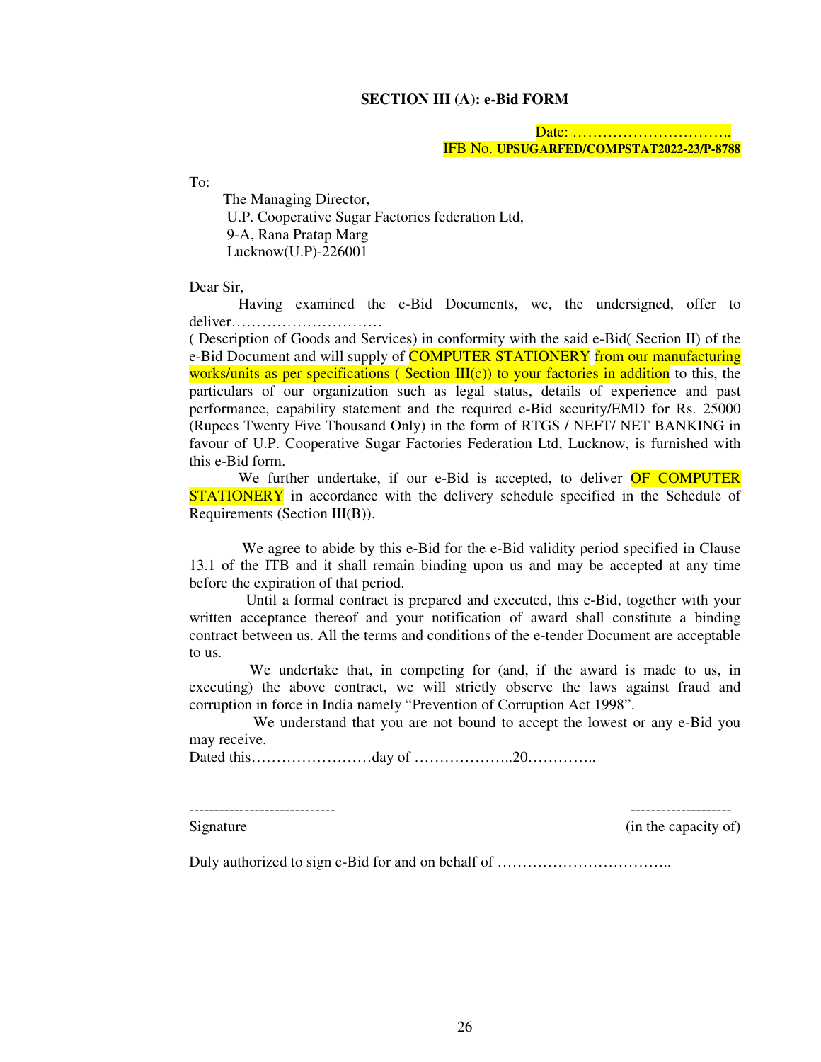### SECTION III (A): e-Bid FORM

Date: …………………………..
IFB No. **UPSUGARFED/COMPSTAT2022-23/P-8788**

To:

The Managing Director,
U.P. Cooperative Sugar Factories federation Ltd,
9-A, Rana Pratap Marg
Lucknow(U.P)-226001

Dear Sir,

Having examined the e-Bid Documents, we, the undersigned, offer to deliver………………………… ( Description of Goods and Services) in conformity with the said e-Bid( Section II) of the e-Bid Document and will supply of COMPUTER STATIONERY from our manufacturing works/units as per specifications ( Section III(c)) to your factories in addition to this, the particulars of our organization such as legal status, details of experience and past performance, capability statement and the required e-Bid security/EMD for Rs. 25000 (Rupees Twenty Five Thousand Only) in the form of RTGS / NEFT/ NET BANKING in favour of U.P. Cooperative Sugar Factories Federation Ltd, Lucknow, is furnished with this e-Bid form.

We further undertake, if our e-Bid is accepted, to deliver OF COMPUTER STATIONERY in accordance with the delivery schedule specified in the Schedule of Requirements (Section III(B)).

We agree to abide by this e-Bid for the e-Bid validity period specified in Clause 13.1 of the ITB and it shall remain binding upon us and may be accepted at any time before the expiration of that period.

Until a formal contract is prepared and executed, this e-Bid, together with your written acceptance thereof and your notification of award shall constitute a binding contract between us. All the terms and conditions of the e-tender Document are acceptable to us.

We undertake that, in competing for (and, if the award is made to us, in executing) the above contract, we will strictly observe the laws against fraud and corruption in force in India namely "Prevention of Corruption Act 1998".

We understand that you are not bound to accept the lowest or any e-Bid you may receive.

Dated this……………………day of ………………..20…………..

----------------------------- --------------------
Signature (in the capacity of)

Duly authorized to sign e-Bid for and on behalf of ……………………………..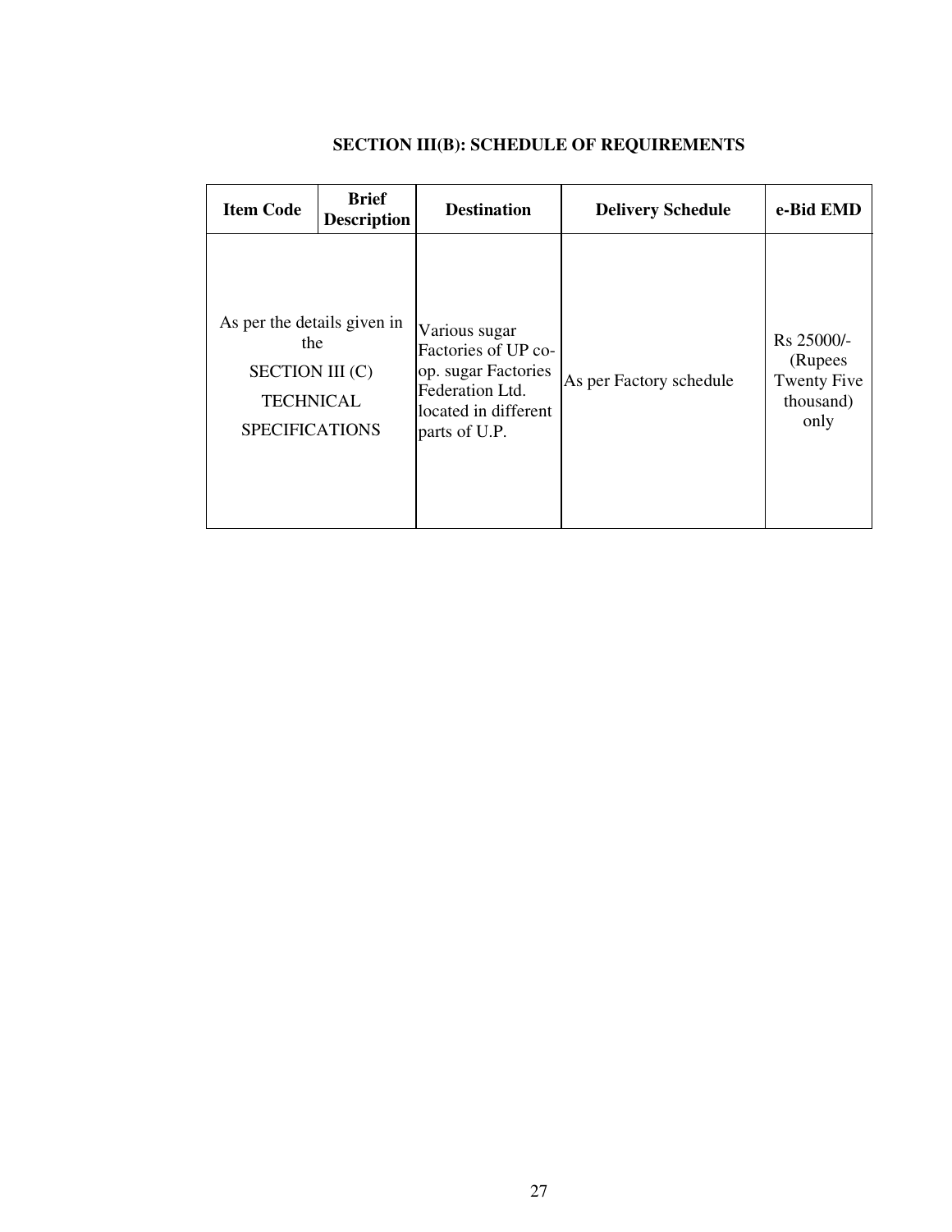## SECTION III(B): SCHEDULE OF REQUIREMENTS

| Item Code | Brief Description | Destination | Delivery Schedule | e-Bid EMD |
|---|---|---|---|---|
| As per the details given in the SECTION III (C) TECHNICAL SPECIFICATIONS | | Various sugar Factories of UP co-op. sugar Factories Federation Ltd. located in different parts of U.P. | As per Factory schedule | Rs 25000/- (Rupees Twenty Five thousand) only |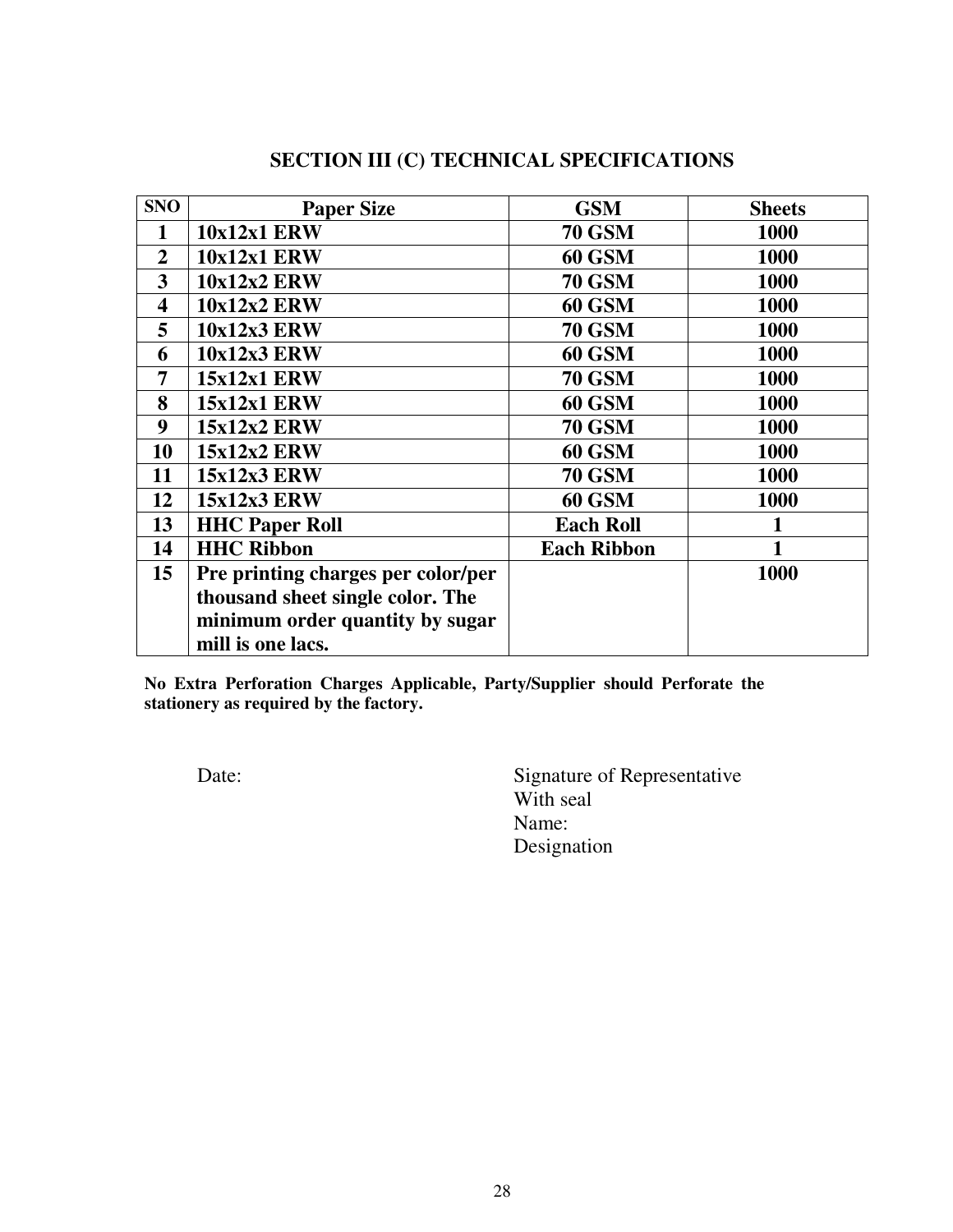## SECTION III (C) TECHNICAL SPECIFICATIONS

| SNO | Paper Size | GSM | Sheets |
|---|---|---|---|
| 1 | 10x12x1 ERW | 70 GSM | 1000 |
| 2 | 10x12x1 ERW | 60 GSM | 1000 |
| 3 | 10x12x2 ERW | 70 GSM | 1000 |
| 4 | 10x12x2 ERW | 60 GSM | 1000 |
| 5 | 10x12x3 ERW | 70 GSM | 1000 |
| 6 | 10x12x3 ERW | 60 GSM | 1000 |
| 7 | 15x12x1 ERW | 70 GSM | 1000 |
| 8 | 15x12x1 ERW | 60 GSM | 1000 |
| 9 | 15x12x2 ERW | 70 GSM | 1000 |
| 10 | 15x12x2 ERW | 60 GSM | 1000 |
| 11 | 15x12x3 ERW | 70 GSM | 1000 |
| 12 | 15x12x3 ERW | 60 GSM | 1000 |
| 13 | HHC Paper Roll | Each Roll | 1 |
| 14 | HHC Ribbon | Each Ribbon | 1 |
| 15 | Pre printing charges per color/per thousand sheet single color. The minimum order quantity by sugar mill is one lacs. | | 1000 |

**No Extra Perforation Charges Applicable, Party/Supplier should Perforate the stationery as required by the factory.**

Date:

Signature of Representative
With seal
Name:
Designation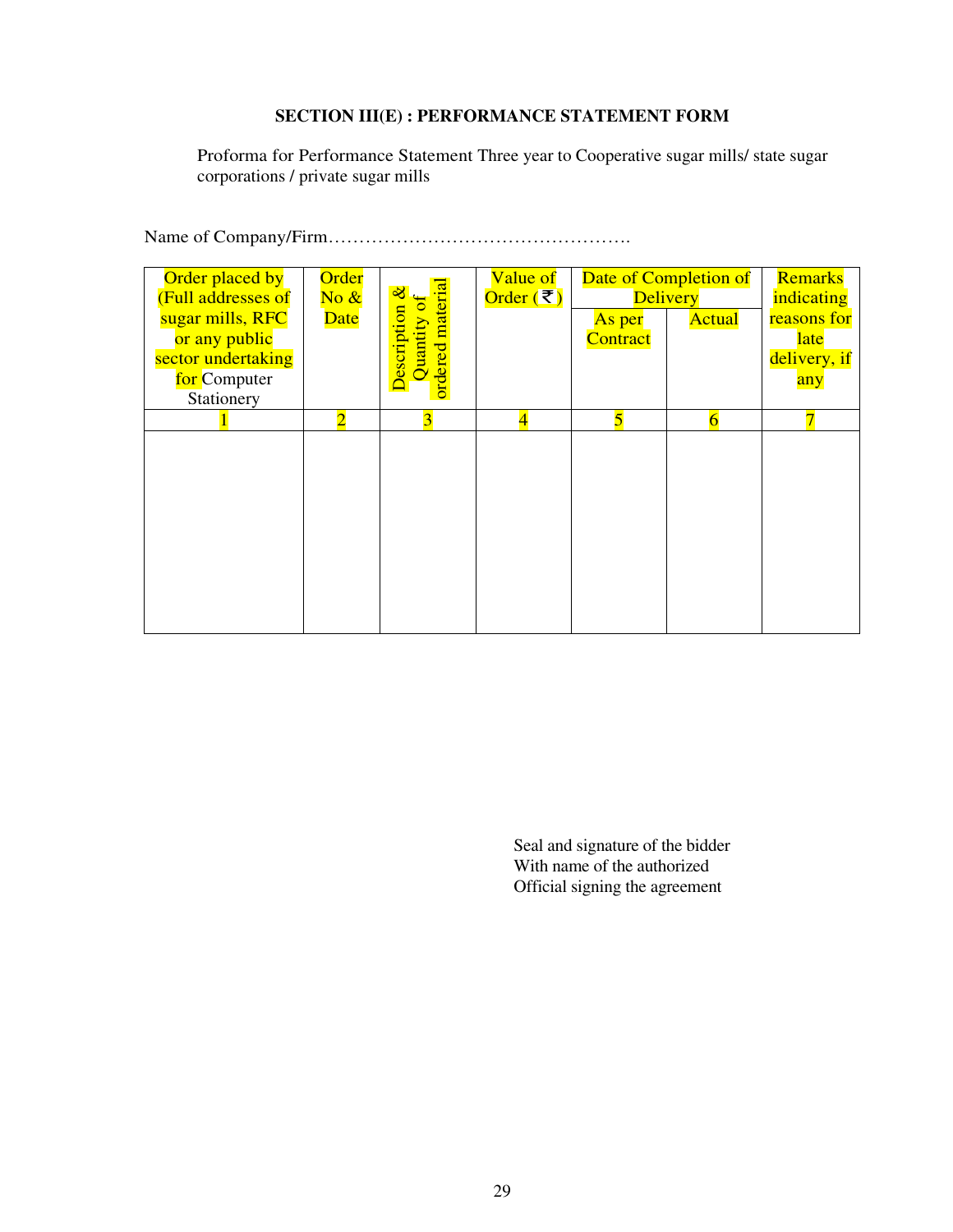### SECTION III(E) : PERFORMANCE STATEMENT FORM

Proforma for Performance Statement Three year to Cooperative sugar mills/ state sugar corporations / private sugar mills

Name of Company/Firm………………………………………….

| Order placed by (Full addresses of sugar mills, RFC or any public sector undertaking for Computer Stationery | Order No & Date | Description & Quantity of ordered material | Value of Order (₹) | Date of Completion of Delivery | | Remarks indicating reasons for late delivery, if any |
|---|---|---|---|---|---|---|
| | | | | As per Contract | Actual | |
| 1 | 2 | 3 | 4 | 5 | 6 | 7 |
| | | | | | | |

Seal and signature of the bidder  
With name of the authorized  
Official signing the agreement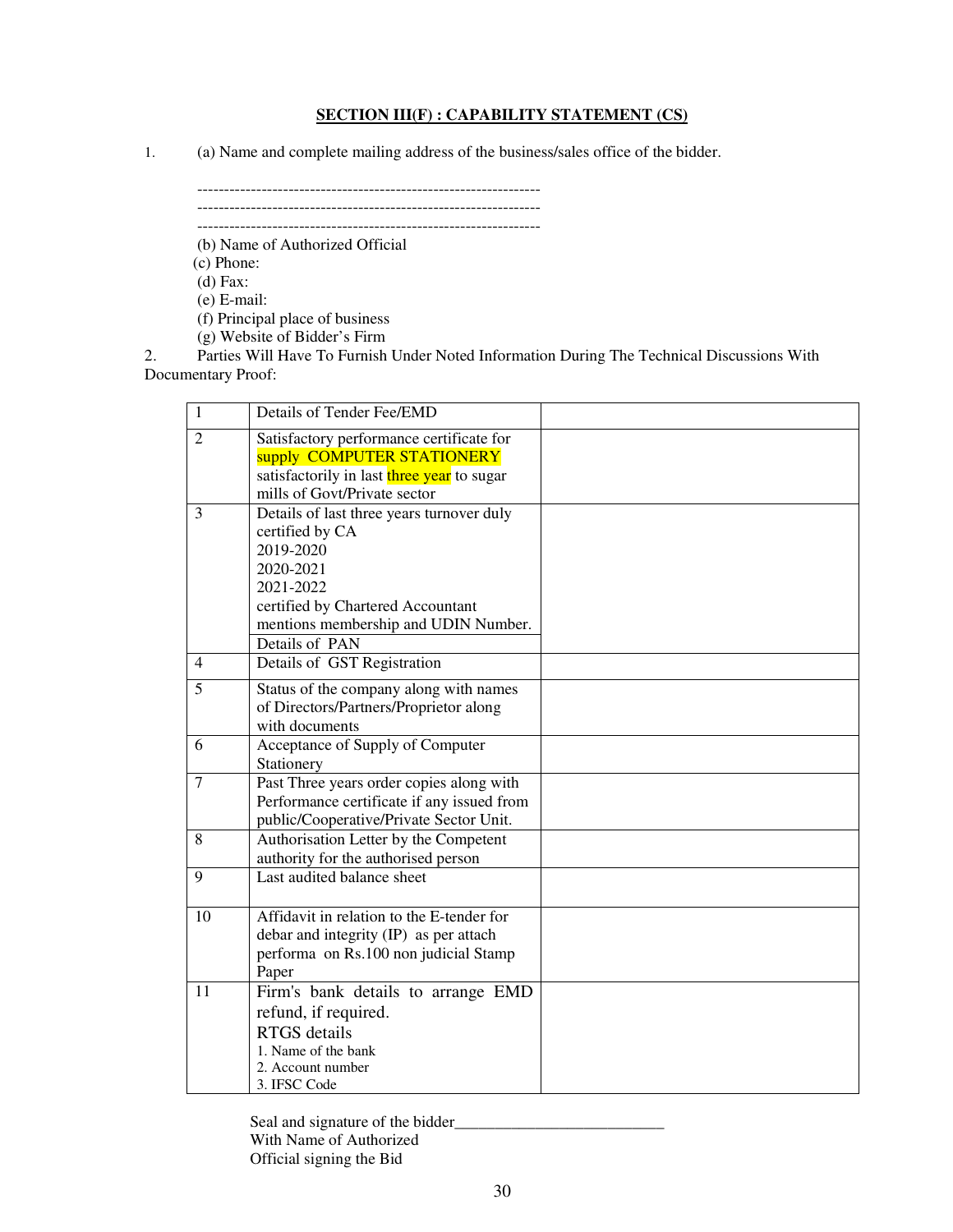## SECTION III(F) : CAPABILITY STATEMENT (CS)

1. (a) Name and complete mailing address of the business/sales office of the bidder.

---------------------------------------------------------------
---------------------------------------------------------------
---------------------------------------------------------------

(b) Name of Authorized Official
(c) Phone:
(d) Fax:
(e) E-mail:
(f) Principal place of business
(g) Website of Bidder's Firm

2. Parties Will Have To Furnish Under Noted Information During The Technical Discussions With Documentary Proof:

| | | |
|---|---|---|
| 1 | Details of Tender Fee/EMD | |
| 2 | Satisfactory performance certificate for supply COMPUTER STATIONERY satisfactorily in last three year to sugar mills of Govt/Private sector | |
| 3 | Details of last three years turnover duly certified by CA<br>2019-2020<br>2020-2021<br>2021-2022<br>certified by Chartered Accountant mentions membership and UDIN Number. | |
| | Details of PAN | |
| 4 | Details of GST Registration | |
| 5 | Status of the company along with names of Directors/Partners/Proprietor along with documents | |
| 6 | Acceptance of Supply of Computer Stationery | |
| 7 | Past Three years order copies along with Performance certificate if any issued from public/Cooperative/Private Sector Unit. | |
| 8 | Authorisation Letter by the Competent authority for the authorised person | |
| 9 | Last audited balance sheet | |
| 10 | Affidavit in relation to the E-tender for debar and integrity (IP) as per attach performa on Rs.100 non judicial Stamp Paper | |
| 11 | Firm's bank details to arrange EMD refund, if required.<br>RTGS details<br>1. Name of the bank<br>2. Account number<br>3. IFSC Code | |

Seal and signature of the bidder___________________________
With Name of Authorized
Official signing the Bid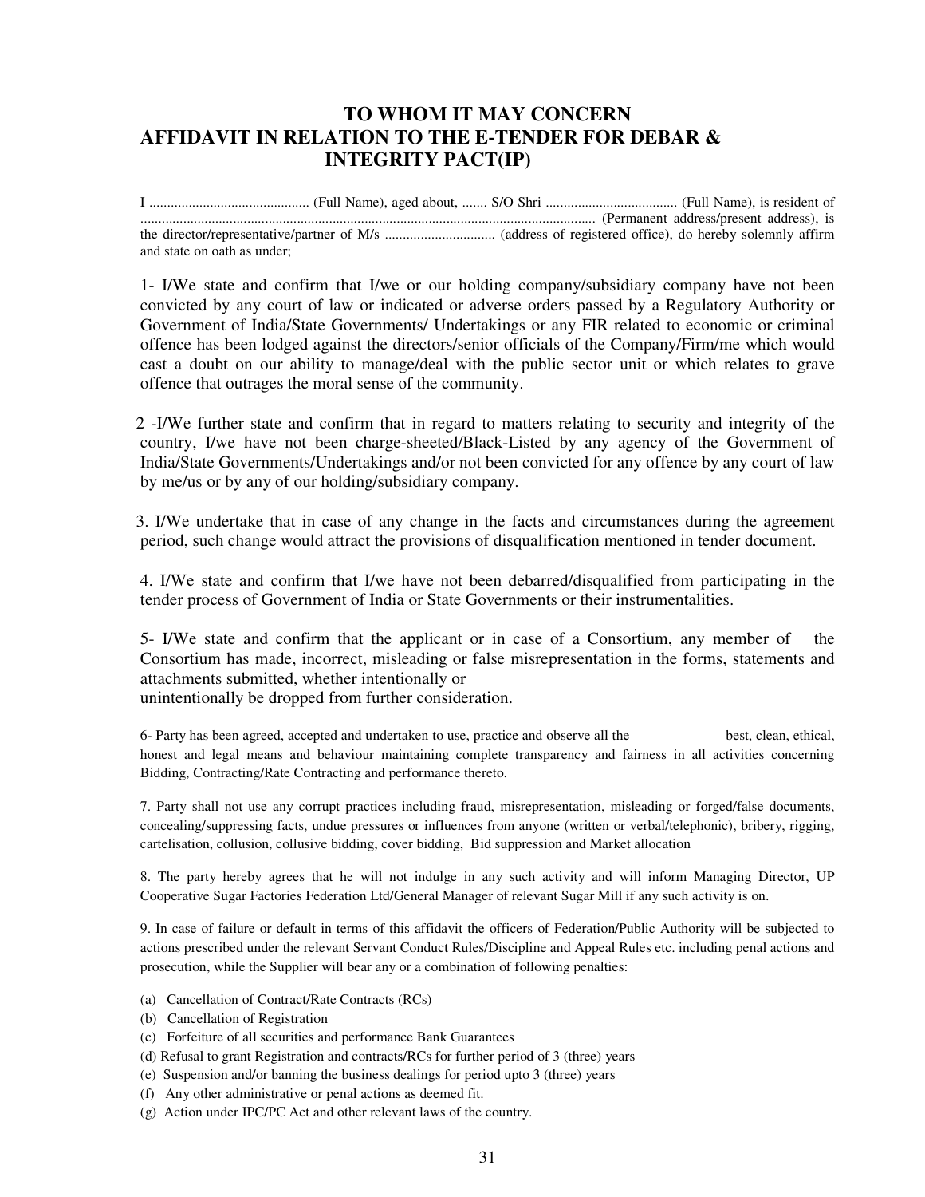# TO WHOM IT MAY CONCERN
# AFFIDAVIT IN RELATION TO THE E-TENDER FOR DEBAR & INTEGRITY PACT(IP)

I ............................................ (Full Name), aged about, ....... S/O Shri .................................... (Full Name), is resident of ................................................................................................................................ (Permanent address/present address), is the director/representative/partner of M/s .............................. (address of registered office), do hereby solemnly affirm and state on oath as under;

1- I/We state and confirm that I/we or our holding company/subsidiary company have not been convicted by any court of law or indicated or adverse orders passed by a Regulatory Authority or Government of India/State Governments/ Undertakings or any FIR related to economic or criminal offence has been lodged against the directors/senior officials of the Company/Firm/me which would cast a doubt on our ability to manage/deal with the public sector unit or which relates to grave offence that outrages the moral sense of the community.

2 -I/We further state and confirm that in regard to matters relating to security and integrity of the country, I/we have not been charge-sheeted/Black-Listed by any agency of the Government of India/State Governments/Undertakings and/or not been convicted for any offence by any court of law by me/us or by any of our holding/subsidiary company.

3. I/We undertake that in case of any change in the facts and circumstances during the agreement period, such change would attract the provisions of disqualification mentioned in tender document.

4. I/We state and confirm that I/we have not been debarred/disqualified from participating in the tender process of Government of India or State Governments or their instrumentalities.

5- I/We state and confirm that the applicant or in case of a Consortium, any member of the Consortium has made, incorrect, misleading or false misrepresentation in the forms, statements and attachments submitted, whether intentionally or
unintentionally be dropped from further consideration.

6- Party has been agreed, accepted and undertaken to use, practice and observe all the best, clean, ethical, honest and legal means and behaviour maintaining complete transparency and fairness in all activities concerning Bidding, Contracting/Rate Contracting and performance thereto.

7. Party shall not use any corrupt practices including fraud, misrepresentation, misleading or forged/false documents, concealing/suppressing facts, undue pressures or influences from anyone (written or verbal/telephonic), bribery, rigging, cartelisation, collusion, collusive bidding, cover bidding, Bid suppression and Market allocation

8. The party hereby agrees that he will not indulge in any such activity and will inform Managing Director, UP Cooperative Sugar Factories Federation Ltd/General Manager of relevant Sugar Mill if any such activity is on.

9. In case of failure or default in terms of this affidavit the officers of Federation/Public Authority will be subjected to actions prescribed under the relevant Servant Conduct Rules/Discipline and Appeal Rules etc. including penal actions and prosecution, while the Supplier will bear any or a combination of following penalties:

(a) Cancellation of Contract/Rate Contracts (RCs)
(b) Cancellation of Registration
(c) Forfeiture of all securities and performance Bank Guarantees
(d) Refusal to grant Registration and contracts/RCs for further period of 3 (three) years
(e) Suspension and/or banning the business dealings for period upto 3 (three) years
(f) Any other administrative or penal actions as deemed fit.
(g) Action under IPC/PC Act and other relevant laws of the country.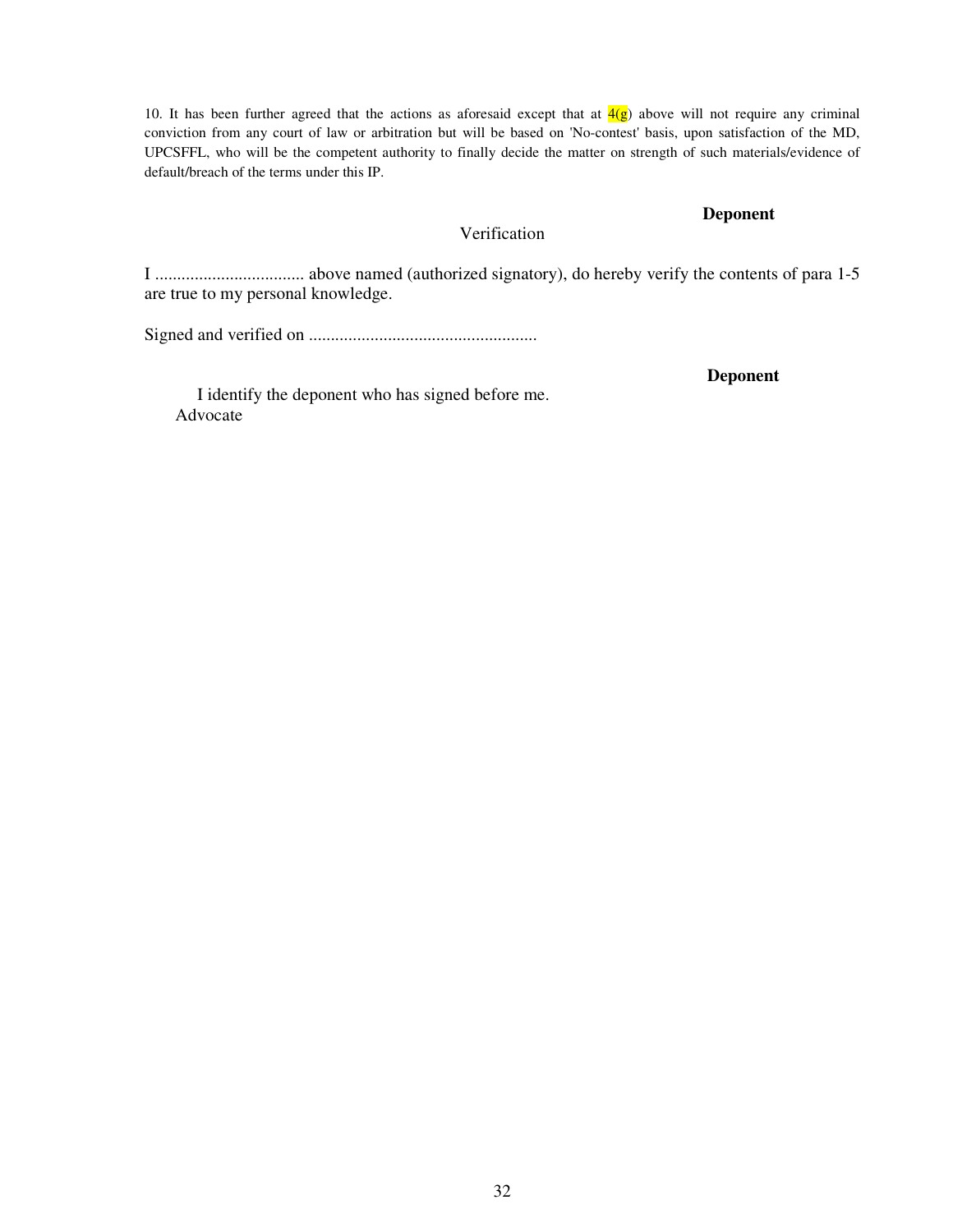10. It has been further agreed that the actions as aforesaid except that at 4(g) above will not require any criminal conviction from any court of law or arbitration but will be based on 'No-contest' basis, upon satisfaction of the MD, UPCSFFL, who will be the competent authority to finally decide the matter on strength of such materials/evidence of default/breach of the terms under this IP.

**Deponent**

Verification

I .................................. above named (authorized signatory), do hereby verify the contents of para 1-5 are true to my personal knowledge.

Signed and verified on ....................................................

**Deponent**

I identify the deponent who has signed before me.

Advocate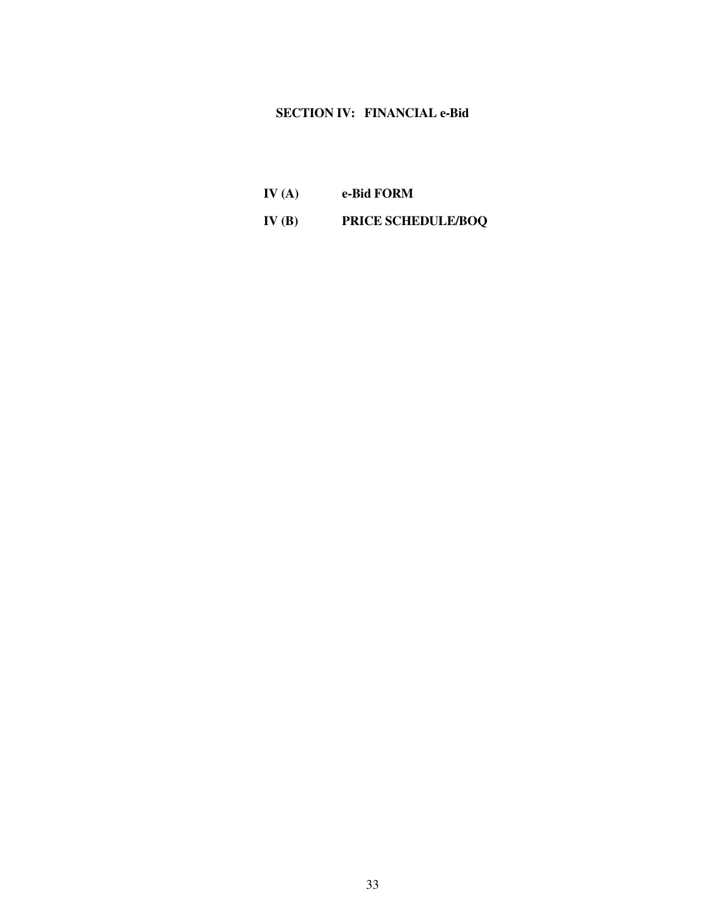# SECTION IV: FINANCIAL e-Bid

**IV (A)** **e-Bid FORM**

**IV (B)** **PRICE SCHEDULE/BOQ**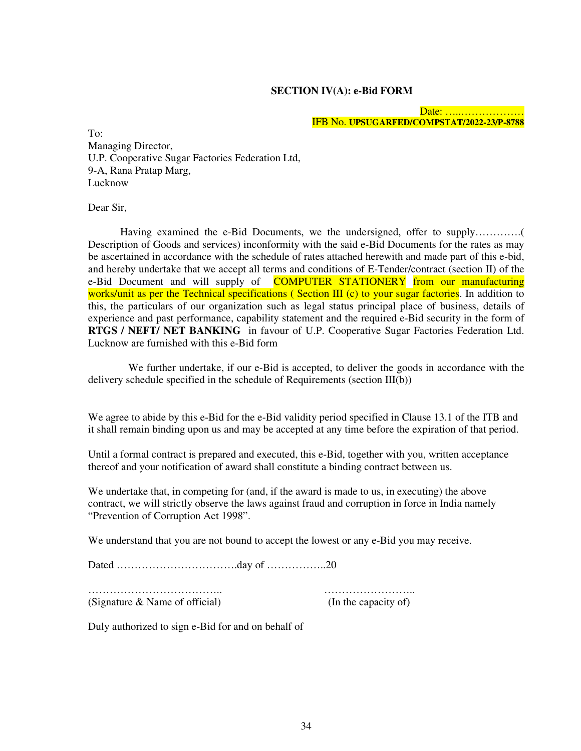## SECTION IV(A): e-Bid FORM

Date: …..………………
IFB No. **UPSUGARFED/COMPSTAT/2022-23/P-8788**

To:
Managing Director,
U.P. Cooperative Sugar Factories Federation Ltd,
9-A, Rana Pratap Marg,
Lucknow

Dear Sir,

Having examined the e-Bid Documents, we the undersigned, offer to supply………….( Description of Goods and services) inconformity with the said e-Bid Documents for the rates as may be ascertained in accordance with the schedule of rates attached herewith and made part of this e-bid, and hereby undertake that we accept all terms and conditions of E-Tender/contract (section II) of the e-Bid Document and will supply of COMPUTER STATIONERY from our manufacturing works/unit as per the Technical specifications ( Section III (c) to your sugar factories. In addition to this, the particulars of our organization such as legal status principal place of business, details of experience and past performance, capability statement and the required e-Bid security in the form of **RTGS / NEFT/ NET BANKING** in favour of U.P. Cooperative Sugar Factories Federation Ltd. Lucknow are furnished with this e-Bid form

We further undertake, if our e-Bid is accepted, to deliver the goods in accordance with the delivery schedule specified in the schedule of Requirements (section III(b))

We agree to abide by this e-Bid for the e-Bid validity period specified in Clause 13.1 of the ITB and it shall remain binding upon us and may be accepted at any time before the expiration of that period.

Until a formal contract is prepared and executed, this e-Bid, together with you, written acceptance thereof and your notification of award shall constitute a binding contract between us.

We undertake that, in competing for (and, if the award is made to us, in executing) the above contract, we will strictly observe the laws against fraud and corruption in force in India namely "Prevention of Corruption Act 1998".

We understand that you are not bound to accept the lowest or any e-Bid you may receive.

Dated …………………………….day of ……………..20

……………………………….. ……………………..
(Signature & Name of official) (In the capacity of)

Duly authorized to sign e-Bid for and on behalf of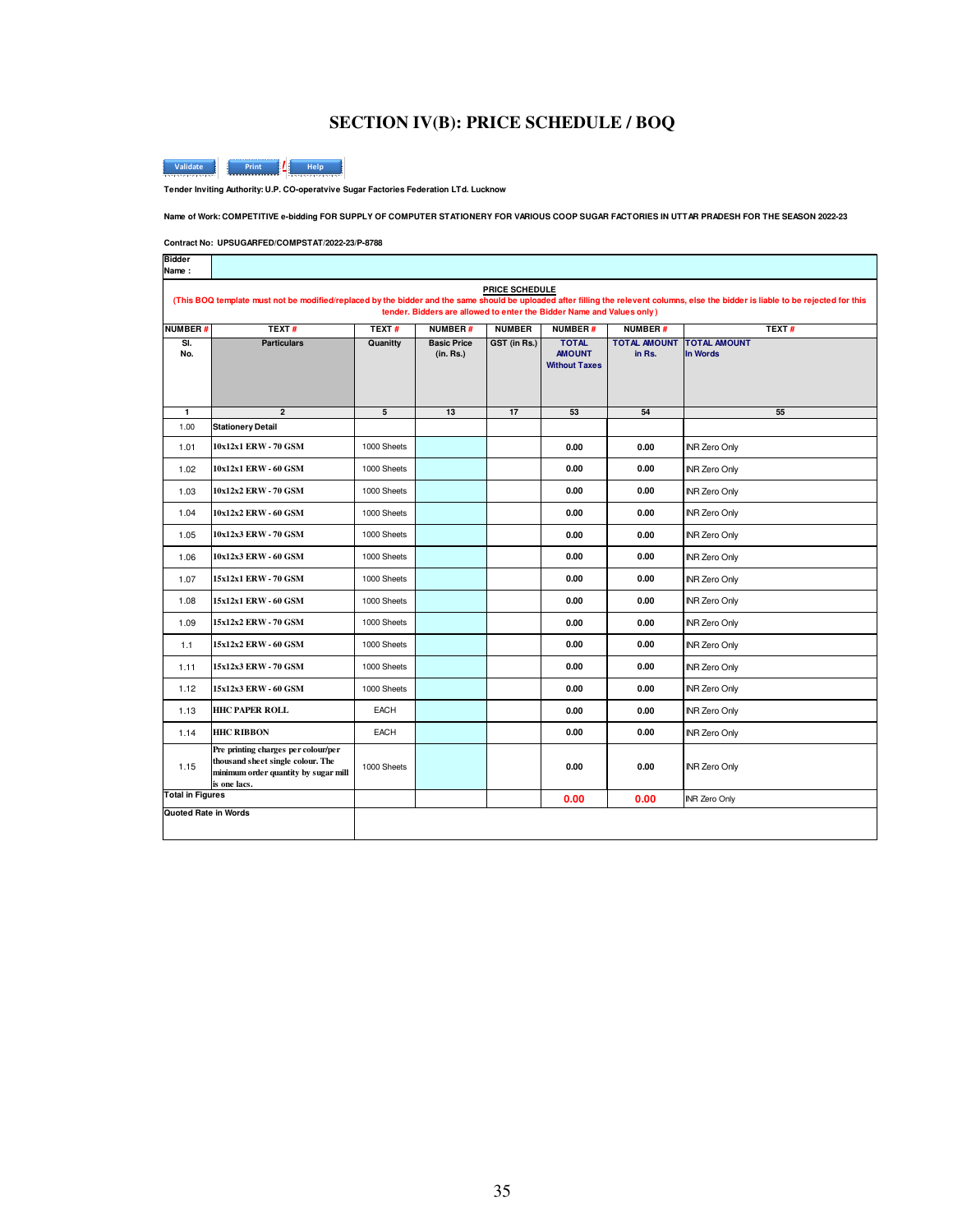# SECTION IV(B): PRICE SCHEDULE / BOQ

Validate | Print | Help

**Tender Inviting Authority: U.P. CO-operatvive Sugar Factories Federation LTd. Lucknow**

**Name of Work: COMPETITIVE e-bidding FOR SUPPLY OF COMPUTER STATIONERY FOR VARIOUS COOP SUGAR FACTORIES IN UTTAR PRADESH FOR THE SEASON 2022-23**

**Contract No: UPSUGARFED/COMPSTAT/2022-23/P-8788**

| Bidder Name : | | | | | | | |
|---|---|---|---|---|---|---|---|
| **PRICE SCHEDULE**<br>(This BOQ template must not be modified/replaced by the bidder and the same should be uploaded after filling the relevent columns, else the bidder is liable to be rejected for this tender. Bidders are allowed to enter the Bidder Name and Values only ) | | | | | | | |
| NUMBER # | TEXT # | TEXT # | NUMBER # | NUMBER | NUMBER # | NUMBER # | TEXT # |
| Sl. No. | Particulars | Quanitty | Basic Price (in. Rs.) | GST (in Rs.) | TOTAL AMOUNT Without Taxes | TOTAL AMOUNT in Rs. | TOTAL AMOUNT In Words |
| 1 | 2 | 5 | 13 | 17 | 53 | 54 | 55 |
| 1.00 | Stationery Detail | | | | | | |
| 1.01 | 10x12x1 ERW - 70 GSM | 1000 Sheets | | | 0.00 | 0.00 | INR Zero Only |
| 1.02 | 10x12x1 ERW - 60 GSM | 1000 Sheets | | | 0.00 | 0.00 | INR Zero Only |
| 1.03 | 10x12x2 ERW - 70 GSM | 1000 Sheets | | | 0.00 | 0.00 | INR Zero Only |
| 1.04 | 10x12x2 ERW - 60 GSM | 1000 Sheets | | | 0.00 | 0.00 | INR Zero Only |
| 1.05 | 10x12x3 ERW - 70 GSM | 1000 Sheets | | | 0.00 | 0.00 | INR Zero Only |
| 1.06 | 10x12x3 ERW - 60 GSM | 1000 Sheets | | | 0.00 | 0.00 | INR Zero Only |
| 1.07 | 15x12x1 ERW - 70 GSM | 1000 Sheets | | | 0.00 | 0.00 | INR Zero Only |
| 1.08 | 15x12x1 ERW - 60 GSM | 1000 Sheets | | | 0.00 | 0.00 | INR Zero Only |
| 1.09 | 15x12x2 ERW - 70 GSM | 1000 Sheets | | | 0.00 | 0.00 | INR Zero Only |
| 1.1 | 15x12x2 ERW - 60 GSM | 1000 Sheets | | | 0.00 | 0.00 | INR Zero Only |
| 1.11 | 15x12x3 ERW - 70 GSM | 1000 Sheets | | | 0.00 | 0.00 | INR Zero Only |
| 1.12 | 15x12x3 ERW - 60 GSM | 1000 Sheets | | | 0.00 | 0.00 | INR Zero Only |
| 1.13 | HHC PAPER ROLL | EACH | | | 0.00 | 0.00 | INR Zero Only |
| 1.14 | HHC RIBBON | EACH | | | 0.00 | 0.00 | INR Zero Only |
| 1.15 | Pre printing charges per colour/per thousand sheet single colour. The minimum order quantity by sugar mill is one lacs. | 1000 Sheets | | | 0.00 | 0.00 | INR Zero Only |
| Total in Figures | | | | | 0.00 | 0.00 | INR Zero Only |
| Quoted Rate in Words | | | | | | | |